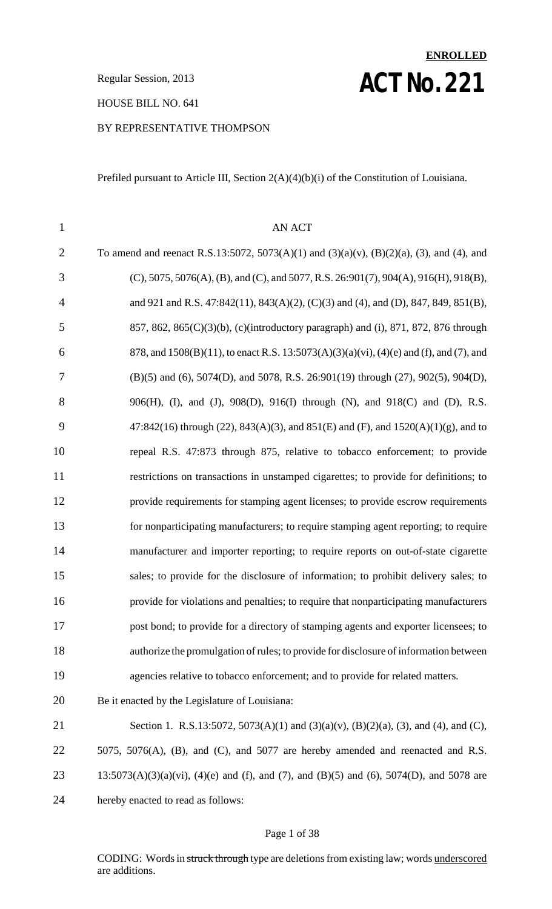**ENROLLED**

Regular Session, 2013

# ACT No. 221

HOUSE BILL NO. 641

BY REPRESENTATIVE THOMPSON

Prefiled pursuant to Article III, Section 2(A)(4)(b)(i) of the Constitution of Louisiana.

AN ACT

To amend and reenact R.S.13:5072, 5073(A)(1) and (3)(a)(v), (B)(2)(a), (3), and (4), and (C), 5075, 5076(A), (B), and (C), and 5077, R.S. 26:901(7), 904(A), 916(H), 918(B), and 921 and R.S. 47:842(11), 843(A)(2), (C)(3) and (4), and (D), 847, 849, 851(B), 857, 862, 865(C)(3)(b), (c)(introductory paragraph) and (i), 871, 872, 876 through 878, and 1508(B)(11), to enact R.S. 13:5073(A)(3)(a)(vi), (4)(e) and (f), and (7), and (B)(5) and (6), 5074(D), and 5078, R.S. 26:901(19) through (27), 902(5), 904(D), 906(H), (I), and (J), 908(D), 916(I) through (N), and 918(C) and (D), R.S. 47:842(16) through (22), 843(A)(3), and 851(E) and (F), and 1520(A)(1)(g), and to repeal R.S. 47:873 through 875, relative to tobacco enforcement; to provide restrictions on transactions in unstamped cigarettes; to provide for definitions; to provide requirements for stamping agent licenses; to provide escrow requirements for nonparticipating manufacturers; to require stamping agent reporting; to require manufacturer and importer reporting; to require reports on out-of-state cigarette sales; to provide for the disclosure of information; to prohibit delivery sales; to provide for violations and penalties; to require that nonparticipating manufacturers post bond; to provide for a directory of stamping agents and exporter licensees; to authorize the promulgation of rules; to provide for disclosure of information between agencies relative to tobacco enforcement; and to provide for related matters.

Be it enacted by the Legislature of Louisiana:

Section 1. R.S.13:5072, 5073(A)(1) and (3)(a)(v), (B)(2)(a), (3), and (4), and (C), 5075, 5076(A), (B), and (C), and 5077 are hereby amended and reenacted and R.S. 13:5073(A)(3)(a)(vi), (4)(e) and (f), and (7), and (B)(5) and (6), 5074(D), and 5078 are hereby enacted to read as follows:

CODING: Words in ~~struck through~~ type are deletions from existing law; words underscored are additions.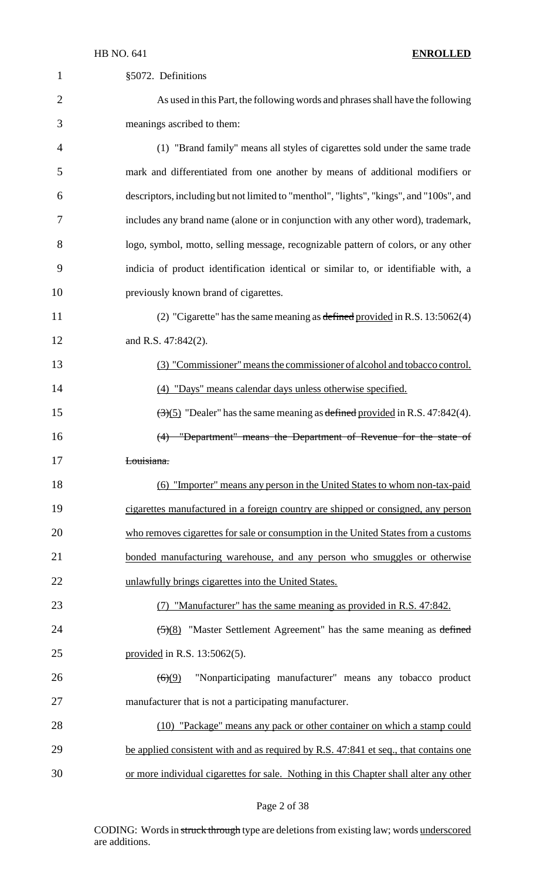§5072. Definitions

As used in this Part, the following words and phrases shall have the following meanings ascribed to them:

(1) "Brand family" means all styles of cigarettes sold under the same trade mark and differentiated from one another by means of additional modifiers or descriptors, including but not limited to "menthol", "lights", "kings", and "100s", and includes any brand name (alone or in conjunction with any other word), trademark, logo, symbol, motto, selling message, recognizable pattern of colors, or any other indicia of product identification identical or similar to, or identifiable with, a previously known brand of cigarettes.

(2) "Cigarette" has the same meaning as ~~defined~~ provided in R.S. 13:5062(4) and R.S. 47:842(2).

(3) "Commissioner" means the commissioner of alcohol and tobacco control.

(4) "Days" means calendar days unless otherwise specified.

~~(3)~~(5) "Dealer" has the same meaning as ~~defined~~ provided in R.S. 47:842(4).

~~(4) "Department" means the Department of Revenue for the state of Louisiana.~~

(6) "Importer" means any person in the United States to whom non-tax-paid cigarettes manufactured in a foreign country are shipped or consigned, any person who removes cigarettes for sale or consumption in the United States from a customs bonded manufacturing warehouse, and any person who smuggles or otherwise unlawfully brings cigarettes into the United States.

(7) "Manufacturer" has the same meaning as provided in R.S. 47:842.

~~(5)~~(8) "Master Settlement Agreement" has the same meaning as ~~defined~~ provided in R.S. 13:5062(5).

~~(6)~~(9) "Nonparticipating manufacturer" means any tobacco product manufacturer that is not a participating manufacturer.

(10) "Package" means any pack or other container on which a stamp could be applied consistent with and as required by R.S. 47:841 et seq., that contains one or more individual cigarettes for sale. Nothing in this Chapter shall alter any other

CODING: Words in ~~struck through~~ type are deletions from existing law; words underscored are additions.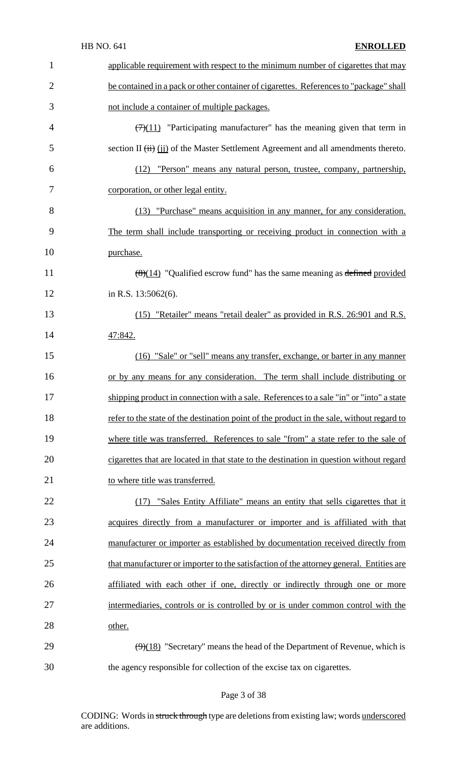applicable requirement with respect to the minimum number of cigarettes that may be contained in a pack or other container of cigarettes. References to "package" shall not include a container of multiple packages.

~~(7)~~(11) "Participating manufacturer" has the meaning given that term in section II ~~(ii)~~ (jj) of the Master Settlement Agreement and all amendments thereto.

(12) "Person" means any natural person, trustee, company, partnership, corporation, or other legal entity.

(13) "Purchase" means acquisition in any manner, for any consideration. The term shall include transporting or receiving product in connection with a purchase.

~~(8)~~(14) "Qualified escrow fund" has the same meaning as ~~defined~~ provided in R.S. 13:5062(6).

(15) "Retailer" means "retail dealer" as provided in R.S. 26:901 and R.S. 47:842.

(16) "Sale" or "sell" means any transfer, exchange, or barter in any manner or by any means for any consideration. The term shall include distributing or shipping product in connection with a sale. References to a sale "in" or "into" a state refer to the state of the destination point of the product in the sale, without regard to where title was transferred. References to sale "from" a state refer to the sale of cigarettes that are located in that state to the destination in question without regard to where title was transferred.

(17) "Sales Entity Affiliate" means an entity that sells cigarettes that it acquires directly from a manufacturer or importer and is affiliated with that manufacturer or importer as established by documentation received directly from that manufacturer or importer to the satisfaction of the attorney general. Entities are affiliated with each other if one, directly or indirectly through one or more intermediaries, controls or is controlled by or is under common control with the other.

~~(9)~~(18) "Secretary" means the head of the Department of Revenue, which is the agency responsible for collection of the excise tax on cigarettes.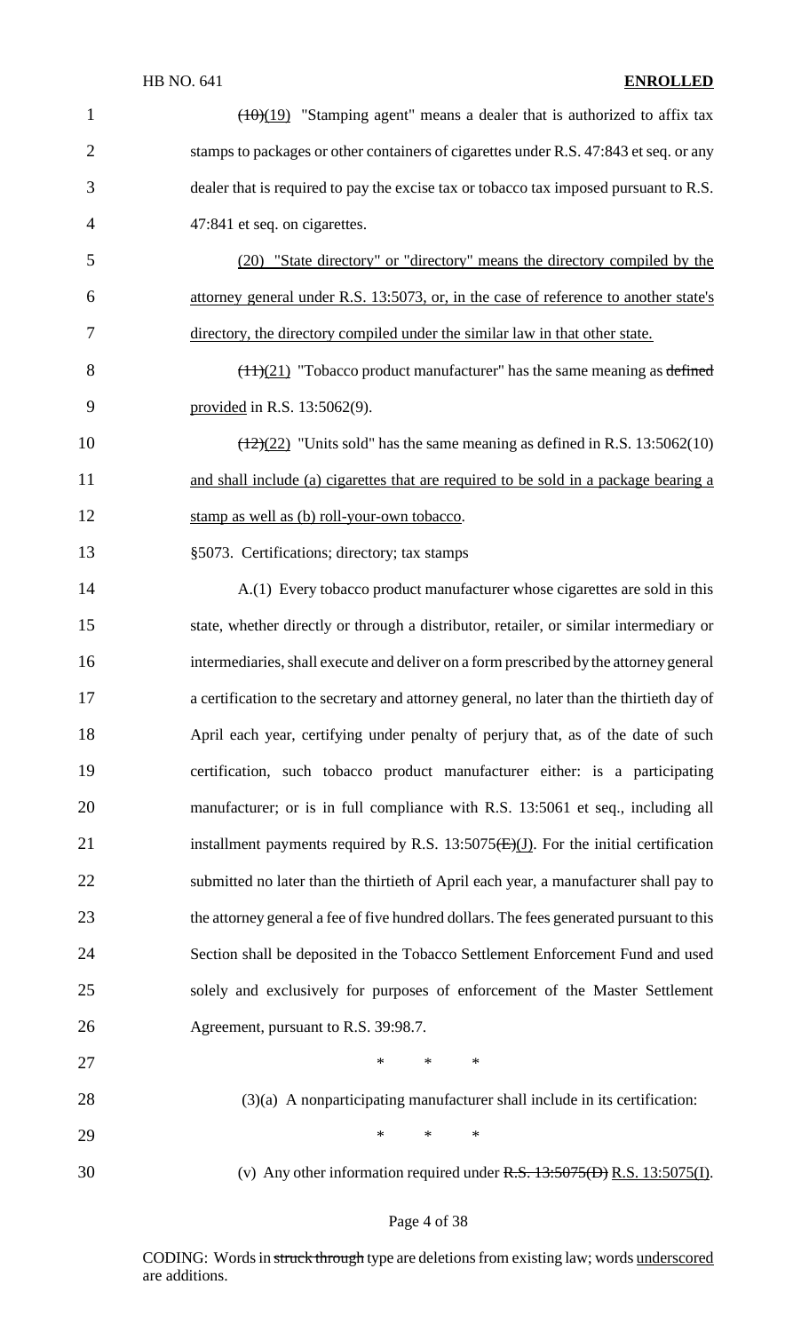(10)(19) "Stamping agent" means a dealer that is authorized to affix tax stamps to packages or other containers of cigarettes under R.S. 47:843 et seq. or any dealer that is required to pay the excise tax or tobacco tax imposed pursuant to R.S. 47:841 et seq. on cigarettes.

(20) "State directory" or "directory" means the directory compiled by the attorney general under R.S. 13:5073, or, in the case of reference to another state's directory, the directory compiled under the similar law in that other state.

(11)(21) "Tobacco product manufacturer" has the same meaning as defined provided in R.S. 13:5062(9).

(12)(22) "Units sold" has the same meaning as defined in R.S. 13:5062(10) and shall include (a) cigarettes that are required to be sold in a package bearing a stamp as well as (b) roll-your-own tobacco.

§5073. Certifications; directory; tax stamps

A.(1) Every tobacco product manufacturer whose cigarettes are sold in this state, whether directly or through a distributor, retailer, or similar intermediary or intermediaries, shall execute and deliver on a form prescribed by the attorney general a certification to the secretary and attorney general, no later than the thirtieth day of April each year, certifying under penalty of perjury that, as of the date of such certification, such tobacco product manufacturer either: is a participating manufacturer; or is in full compliance with R.S. 13:5061 et seq., including all installment payments required by R.S. 13:5075(E)(J). For the initial certification submitted no later than the thirtieth of April each year, a manufacturer shall pay to the attorney general a fee of five hundred dollars. The fees generated pursuant to this Section shall be deposited in the Tobacco Settlement Enforcement Fund and used solely and exclusively for purposes of enforcement of the Master Settlement Agreement, pursuant to R.S. 39:98.7.

\* \* \*

(3)(a) A nonparticipating manufacturer shall include in its certification:

\* \* \*

(v) Any other information required under R.S. 13:5075(D) R.S. 13:5075(I).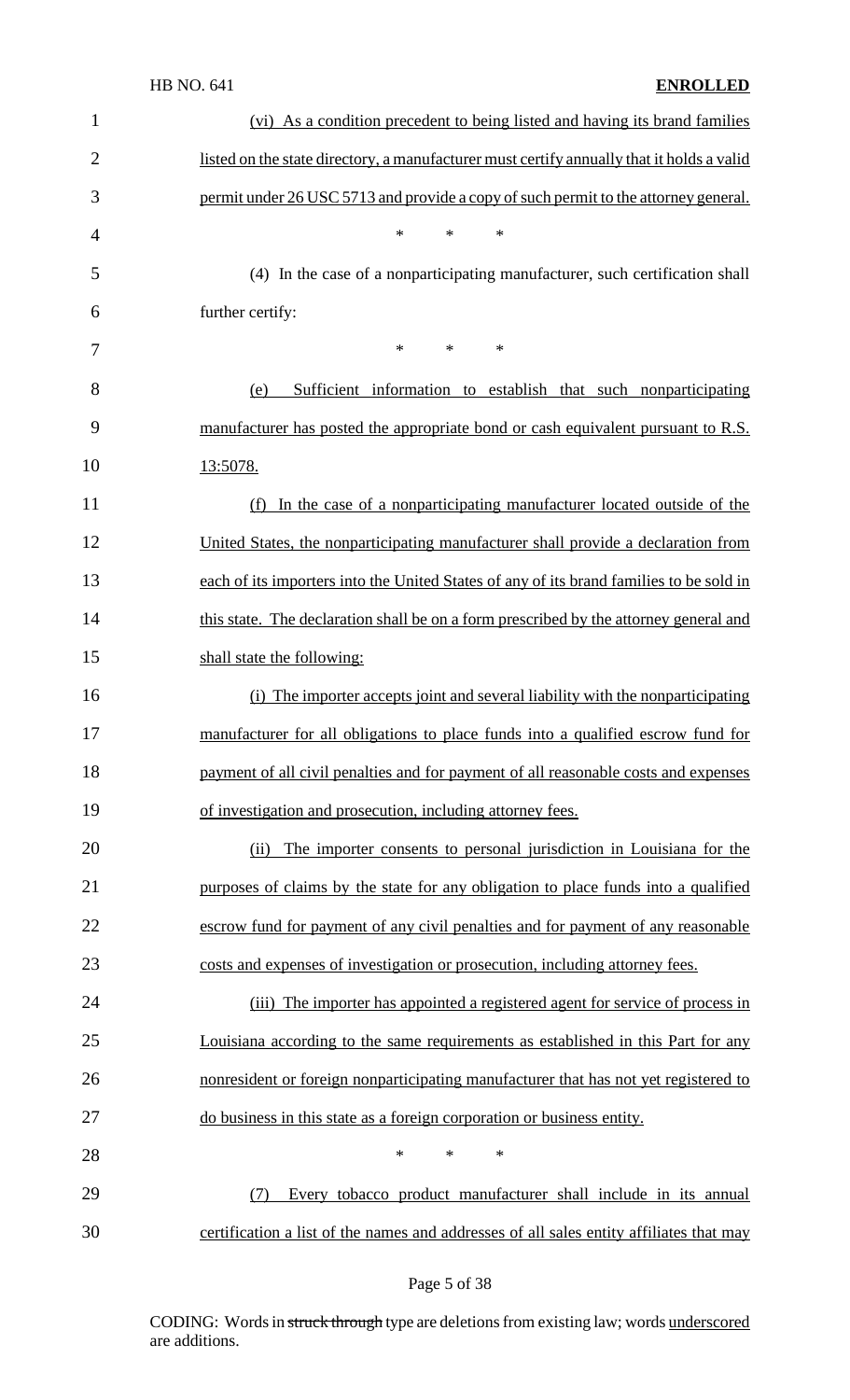(vi) As a condition precedent to being listed and having its brand families listed on the state directory, a manufacturer must certify annually that it holds a valid permit under 26 USC 5713 and provide a copy of such permit to the attorney general.

\* \* \*

(4) In the case of a nonparticipating manufacturer, such certification shall further certify:

\* \* \*

(e) Sufficient information to establish that such nonparticipating manufacturer has posted the appropriate bond or cash equivalent pursuant to R.S. 13:5078.

(f) In the case of a nonparticipating manufacturer located outside of the United States, the nonparticipating manufacturer shall provide a declaration from each of its importers into the United States of any of its brand families to be sold in this state. The declaration shall be on a form prescribed by the attorney general and shall state the following:

(i) The importer accepts joint and several liability with the nonparticipating manufacturer for all obligations to place funds into a qualified escrow fund for payment of all civil penalties and for payment of all reasonable costs and expenses of investigation and prosecution, including attorney fees.

(ii) The importer consents to personal jurisdiction in Louisiana for the purposes of claims by the state for any obligation to place funds into a qualified escrow fund for payment of any civil penalties and for payment of any reasonable costs and expenses of investigation or prosecution, including attorney fees.

(iii) The importer has appointed a registered agent for service of process in Louisiana according to the same requirements as established in this Part for any nonresident or foreign nonparticipating manufacturer that has not yet registered to do business in this state as a foreign corporation or business entity.

\* \* \*

(7) Every tobacco product manufacturer shall include in its annual certification a list of the names and addresses of all sales entity affiliates that may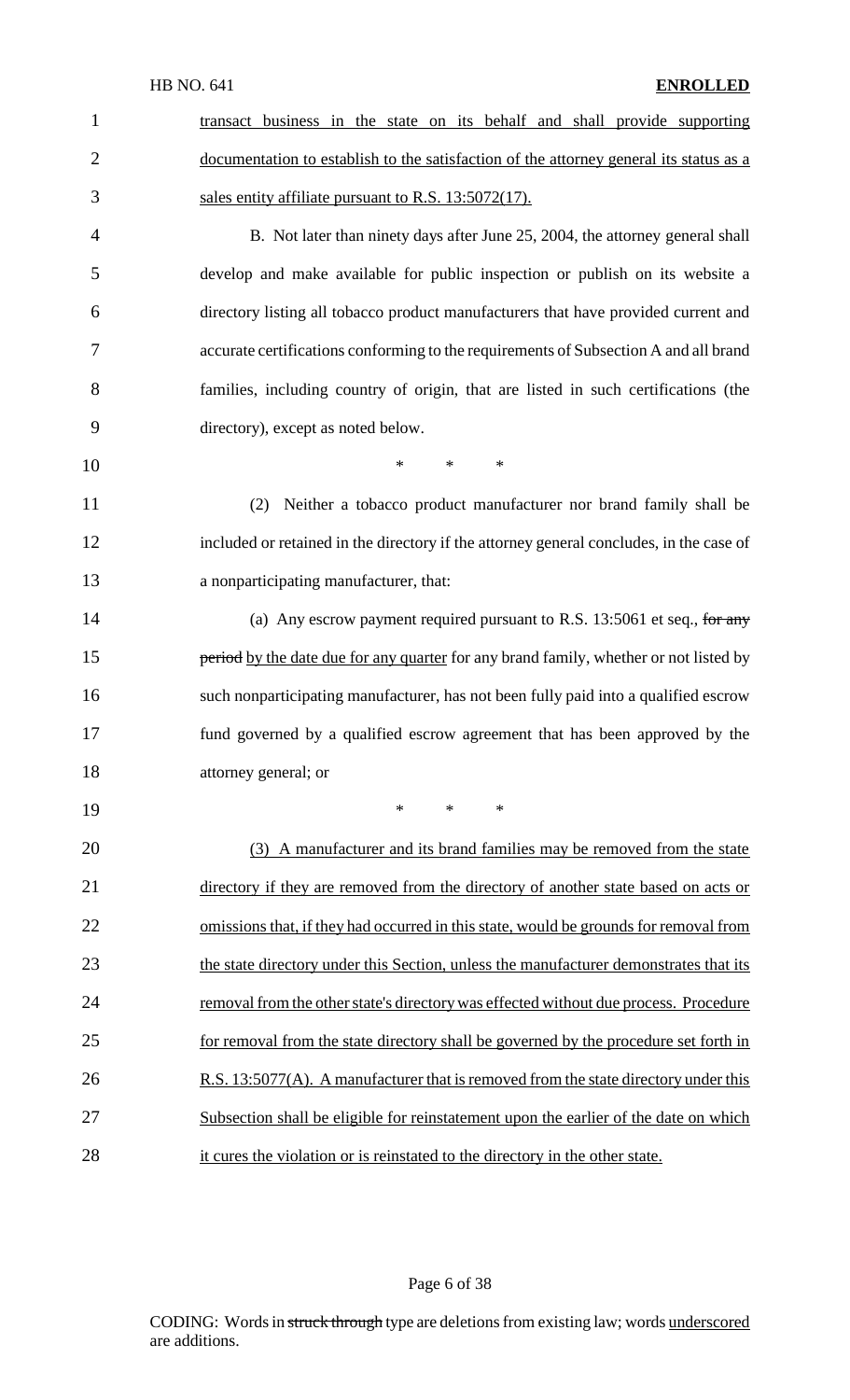transact business in the state on its behalf and shall provide supporting documentation to establish to the satisfaction of the attorney general its status as a sales entity affiliate pursuant to R.S. 13:5072(17).

B. Not later than ninety days after June 25, 2004, the attorney general shall develop and make available for public inspection or publish on its website a directory listing all tobacco product manufacturers that have provided current and accurate certifications conforming to the requirements of Subsection A and all brand families, including country of origin, that are listed in such certifications (the directory), except as noted below.

\* \* \*

(2) Neither a tobacco product manufacturer nor brand family shall be included or retained in the directory if the attorney general concludes, in the case of a nonparticipating manufacturer, that:

(a) Any escrow payment required pursuant to R.S. 13:5061 et seq., ~~for any period~~ by the date due for any quarter for any brand family, whether or not listed by such nonparticipating manufacturer, has not been fully paid into a qualified escrow fund governed by a qualified escrow agreement that has been approved by the attorney general; or

\* \* \*

(3) A manufacturer and its brand families may be removed from the state directory if they are removed from the directory of another state based on acts or omissions that, if they had occurred in this state, would be grounds for removal from the state directory under this Section, unless the manufacturer demonstrates that its removal from the other state's directory was effected without due process. Procedure for removal from the state directory shall be governed by the procedure set forth in R.S. 13:5077(A). A manufacturer that is removed from the state directory under this Subsection shall be eligible for reinstatement upon the earlier of the date on which it cures the violation or is reinstated to the directory in the other state.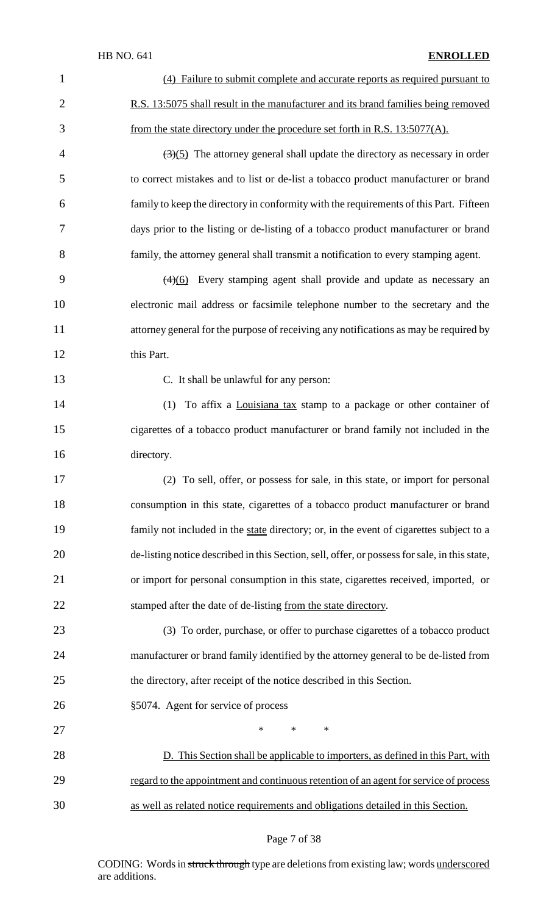(4) Failure to submit complete and accurate reports as required pursuant to R.S. 13:5075 shall result in the manufacturer and its brand families being removed from the state directory under the procedure set forth in R.S. 13:5077(A).

~~(3)~~(5) The attorney general shall update the directory as necessary in order to correct mistakes and to list or de-list a tobacco product manufacturer or brand family to keep the directory in conformity with the requirements of this Part. Fifteen days prior to the listing or de-listing of a tobacco product manufacturer or brand family, the attorney general shall transmit a notification to every stamping agent.

~~(4)~~(6) Every stamping agent shall provide and update as necessary an electronic mail address or facsimile telephone number to the secretary and the attorney general for the purpose of receiving any notifications as may be required by this Part.

C. It shall be unlawful for any person:

(1) To affix a Louisiana tax stamp to a package or other container of cigarettes of a tobacco product manufacturer or brand family not included in the directory.

(2) To sell, offer, or possess for sale, in this state, or import for personal consumption in this state, cigarettes of a tobacco product manufacturer or brand family not included in the state directory; or, in the event of cigarettes subject to a de-listing notice described in this Section, sell, offer, or possess for sale, in this state, or import for personal consumption in this state, cigarettes received, imported, or stamped after the date of de-listing from the state directory.

(3) To order, purchase, or offer to purchase cigarettes of a tobacco product manufacturer or brand family identified by the attorney general to be de-listed from the directory, after receipt of the notice described in this Section.

§5074. Agent for service of process

\* \* \*

D. This Section shall be applicable to importers, as defined in this Part, with regard to the appointment and continuous retention of an agent for service of process as well as related notice requirements and obligations detailed in this Section.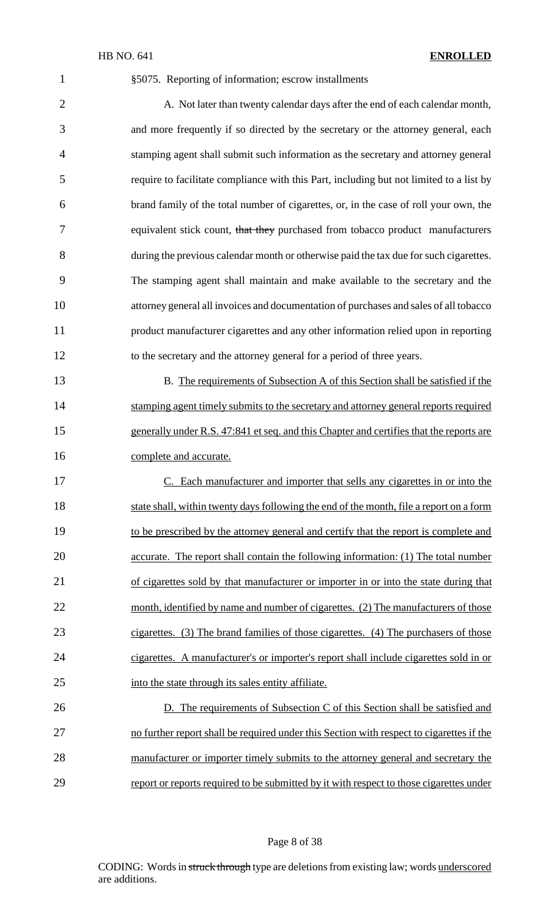§5075. Reporting of information; escrow installments

A. Not later than twenty calendar days after the end of each calendar month, and more frequently if so directed by the secretary or the attorney general, each stamping agent shall submit such information as the secretary and attorney general require to facilitate compliance with this Part, including but not limited to a list by brand family of the total number of cigarettes, or, in the case of roll your own, the equivalent stick count, ~~that they~~ purchased from tobacco product manufacturers during the previous calendar month or otherwise paid the tax due for such cigarettes. The stamping agent shall maintain and make available to the secretary and the attorney general all invoices and documentation of purchases and sales of all tobacco product manufacturer cigarettes and any other information relied upon in reporting to the secretary and the attorney general for a period of three years.

B. The requirements of Subsection A of this Section shall be satisfied if the stamping agent timely submits to the secretary and attorney general reports required generally under R.S. 47:841 et seq. and this Chapter and certifies that the reports are complete and accurate.

C. Each manufacturer and importer that sells any cigarettes in or into the state shall, within twenty days following the end of the month, file a report on a form to be prescribed by the attorney general and certify that the report is complete and accurate. The report shall contain the following information: (1) The total number of cigarettes sold by that manufacturer or importer in or into the state during that month, identified by name and number of cigarettes. (2) The manufacturers of those cigarettes. (3) The brand families of those cigarettes. (4) The purchasers of those cigarettes. A manufacturer's or importer's report shall include cigarettes sold in or into the state through its sales entity affiliate.

D. The requirements of Subsection C of this Section shall be satisfied and no further report shall be required under this Section with respect to cigarettes if the manufacturer or importer timely submits to the attorney general and secretary the report or reports required to be submitted by it with respect to those cigarettes under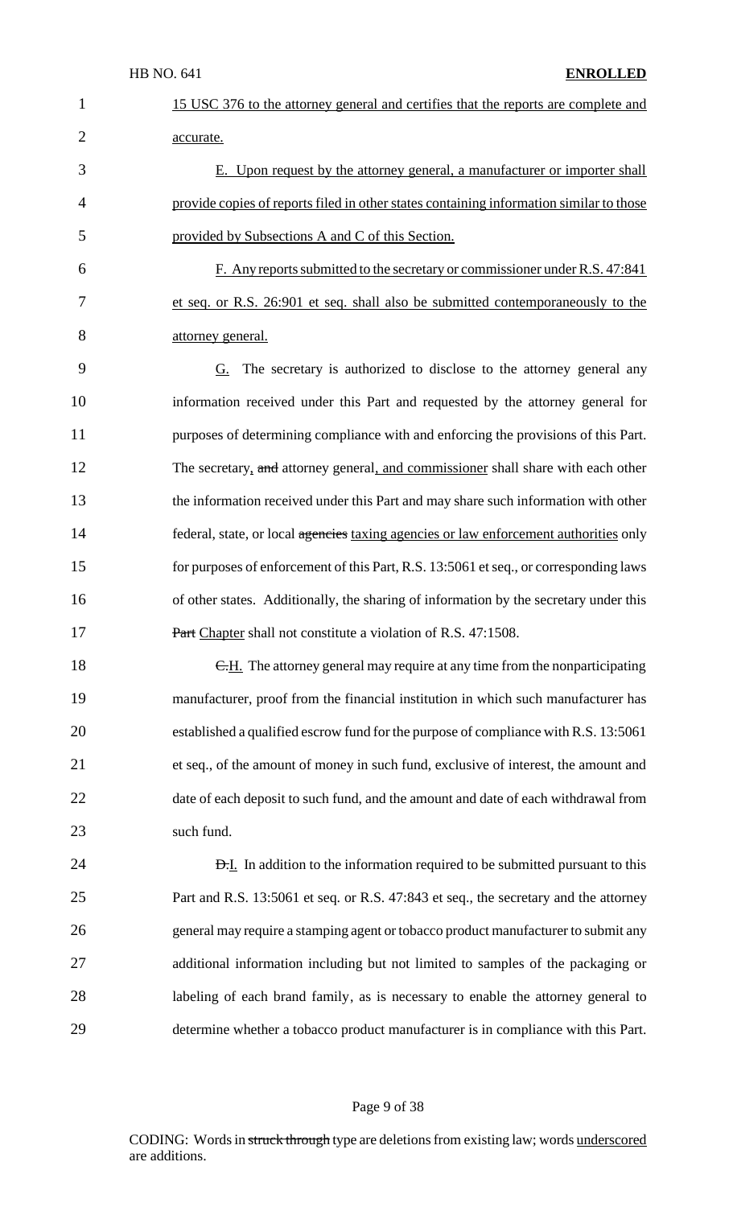15 USC 376 to the attorney general and certifies that the reports are complete and accurate.

E. Upon request by the attorney general, a manufacturer or importer shall provide copies of reports filed in other states containing information similar to those provided by Subsections A and C of this Section.

F. Any reports submitted to the secretary or commissioner under R.S. 47:841 et seq. or R.S. 26:901 et seq. shall also be submitted contemporaneously to the attorney general.

G. The secretary is authorized to disclose to the attorney general any information received under this Part and requested by the attorney general for purposes of determining compliance with and enforcing the provisions of this Part. The secretary, ~~and~~ attorney general, and commissioner shall share with each other the information received under this Part and may share such information with other federal, state, or local ~~agencies~~ taxing agencies or law enforcement authorities only for purposes of enforcement of this Part, R.S. 13:5061 et seq., or corresponding laws of other states. Additionally, the sharing of information by the secretary under this ~~Part~~ Chapter shall not constitute a violation of R.S. 47:1508.

~~C.~~H. The attorney general may require at any time from the nonparticipating manufacturer, proof from the financial institution in which such manufacturer has established a qualified escrow fund for the purpose of compliance with R.S. 13:5061 et seq., of the amount of money in such fund, exclusive of interest, the amount and date of each deposit to such fund, and the amount and date of each withdrawal from such fund.

~~D.~~I. In addition to the information required to be submitted pursuant to this Part and R.S. 13:5061 et seq. or R.S. 47:843 et seq., the secretary and the attorney general may require a stamping agent or tobacco product manufacturer to submit any additional information including but not limited to samples of the packaging or labeling of each brand family, as is necessary to enable the attorney general to determine whether a tobacco product manufacturer is in compliance with this Part.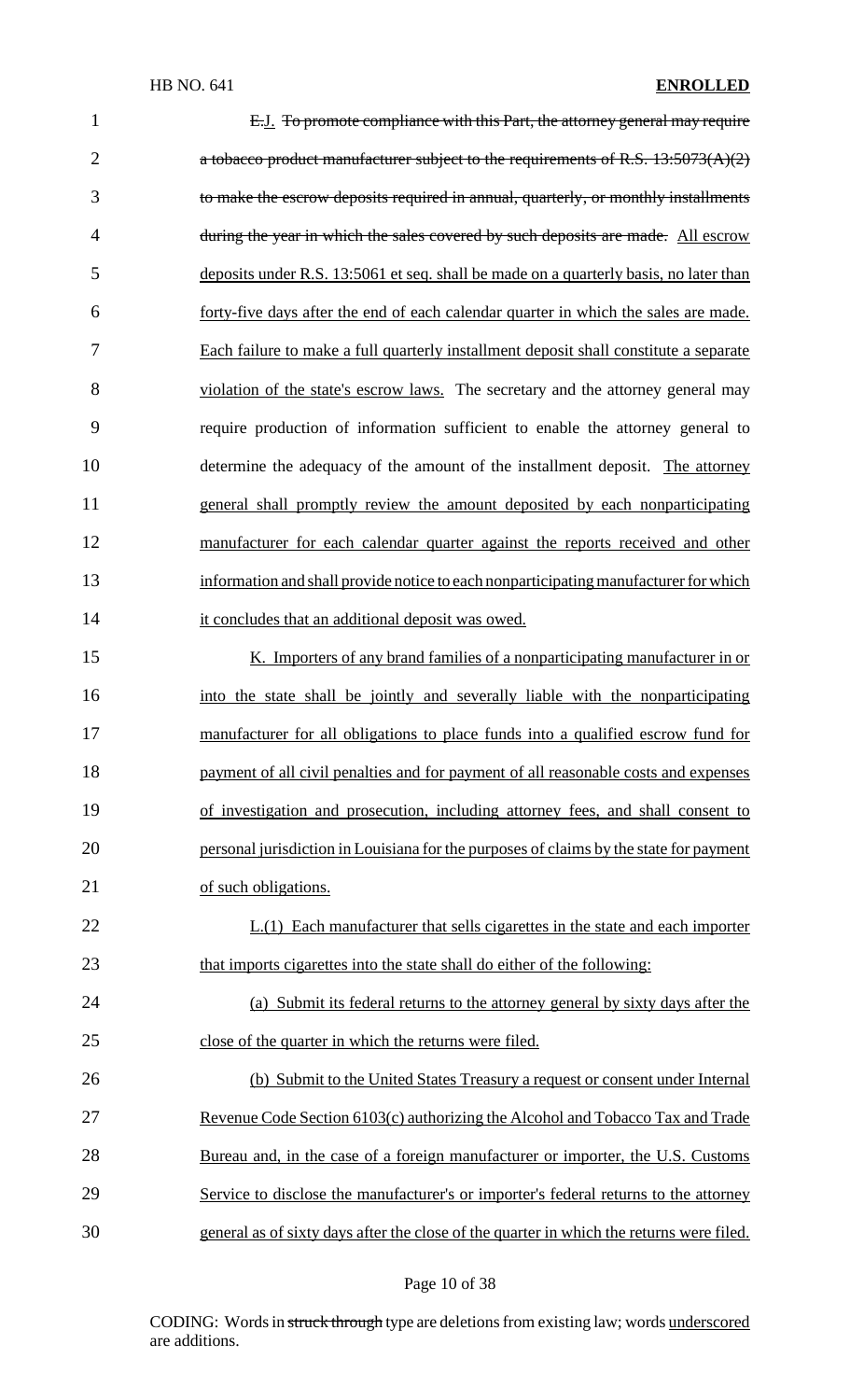~~E.~~J. ~~To promote compliance with this Part, the attorney general may require a tobacco product manufacturer subject to the requirements of R.S. 13:5073(A)(2) to make the escrow deposits required in annual, quarterly, or monthly installments during the year in which the sales covered by such deposits are made.~~ <u>All escrow deposits under R.S. 13:5061 et seq. shall be made on a quarterly basis, no later than forty-five days after the end of each calendar quarter in which the sales are made. Each failure to make a full quarterly installment deposit shall constitute a separate violation of the state's escrow laws.</u> The secretary and the attorney general may require production of information sufficient to enable the attorney general to determine the adequacy of the amount of the installment deposit. <u>The attorney general shall promptly review the amount deposited by each nonparticipating manufacturer for each calendar quarter against the reports received and other information and shall provide notice to each nonparticipating manufacturer for which it concludes that an additional deposit was owed.</u>

<u>K. Importers of any brand families of a nonparticipating manufacturer in or into the state shall be jointly and severally liable with the nonparticipating manufacturer for all obligations to place funds into a qualified escrow fund for payment of all civil penalties and for payment of all reasonable costs and expenses of investigation and prosecution, including attorney fees, and shall consent to personal jurisdiction in Louisiana for the purposes of claims by the state for payment of such obligations.</u>

<u>L.(1) Each manufacturer that sells cigarettes in the state and each importer that imports cigarettes into the state shall do either of the following:</u>

<u>(a) Submit its federal returns to the attorney general by sixty days after the close of the quarter in which the returns were filed.</u>

<u>(b) Submit to the United States Treasury a request or consent under Internal Revenue Code Section 6103(c) authorizing the Alcohol and Tobacco Tax and Trade Bureau and, in the case of a foreign manufacturer or importer, the U.S. Customs Service to disclose the manufacturer's or importer's federal returns to the attorney general as of sixty days after the close of the quarter in which the returns were filed.</u>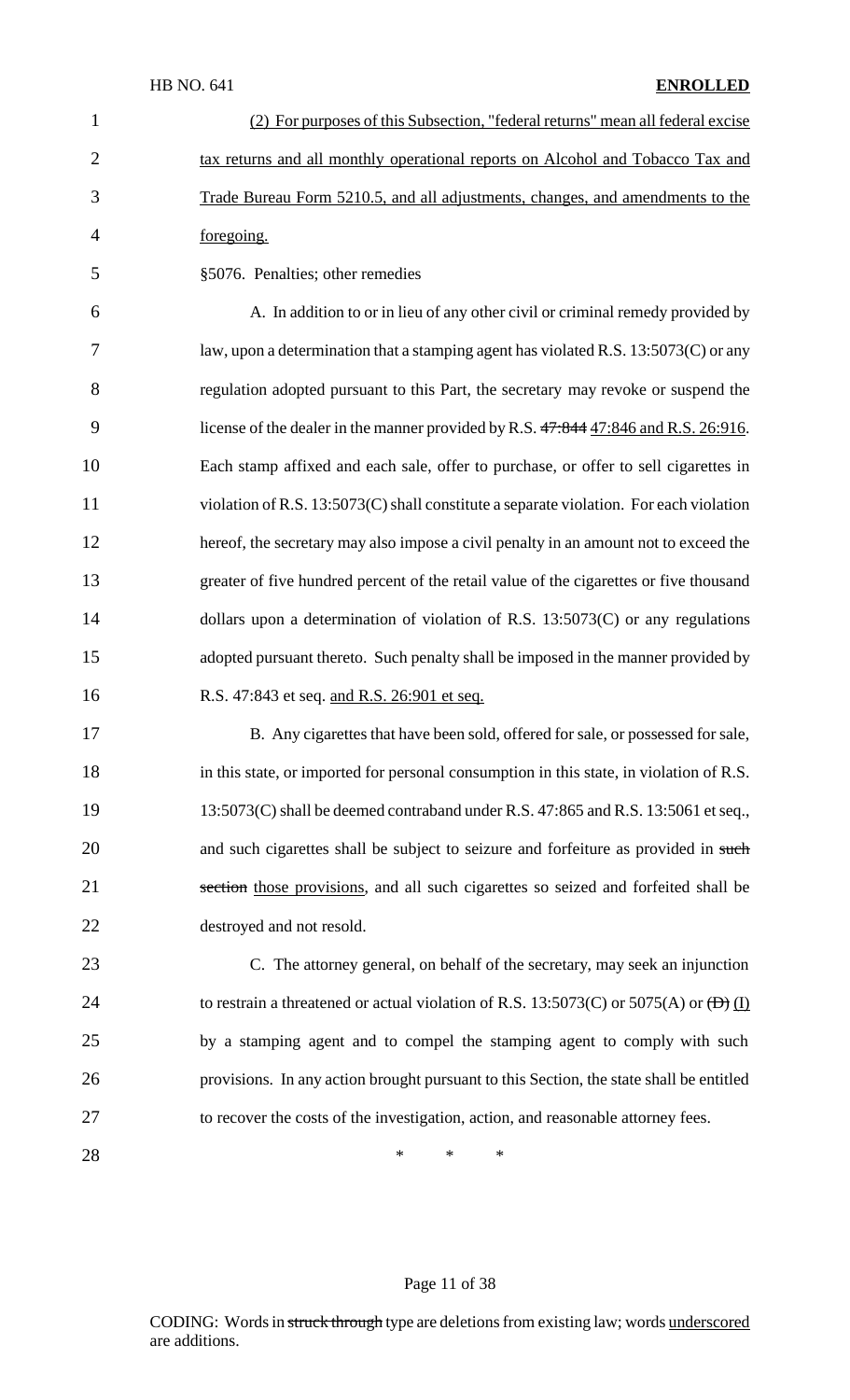(2) For purposes of this Subsection, "federal returns" mean all federal excise tax returns and all monthly operational reports on Alcohol and Tobacco Tax and Trade Bureau Form 5210.5, and all adjustments, changes, and amendments to the foregoing.

§5076. Penalties; other remedies

A. In addition to or in lieu of any other civil or criminal remedy provided by law, upon a determination that a stamping agent has violated R.S. 13:5073(C) or any regulation adopted pursuant to this Part, the secretary may revoke or suspend the license of the dealer in the manner provided by R.S. ~~47:844~~ 47:846 and R.S. 26:916. Each stamp affixed and each sale, offer to purchase, or offer to sell cigarettes in violation of R.S. 13:5073(C) shall constitute a separate violation. For each violation hereof, the secretary may also impose a civil penalty in an amount not to exceed the greater of five hundred percent of the retail value of the cigarettes or five thousand dollars upon a determination of violation of R.S. 13:5073(C) or any regulations adopted pursuant thereto. Such penalty shall be imposed in the manner provided by R.S. 47:843 et seq. and R.S. 26:901 et seq.

B. Any cigarettes that have been sold, offered for sale, or possessed for sale, in this state, or imported for personal consumption in this state, in violation of R.S. 13:5073(C) shall be deemed contraband under R.S. 47:865 and R.S. 13:5061 et seq., and such cigarettes shall be subject to seizure and forfeiture as provided in ~~such section~~ those provisions, and all such cigarettes so seized and forfeited shall be destroyed and not resold.

C. The attorney general, on behalf of the secretary, may seek an injunction to restrain a threatened or actual violation of R.S. 13:5073(C) or 5075(A) or ~~(D)~~ (I) by a stamping agent and to compel the stamping agent to comply with such provisions. In any action brought pursuant to this Section, the state shall be entitled to recover the costs of the investigation, action, and reasonable attorney fees.

\* \* \*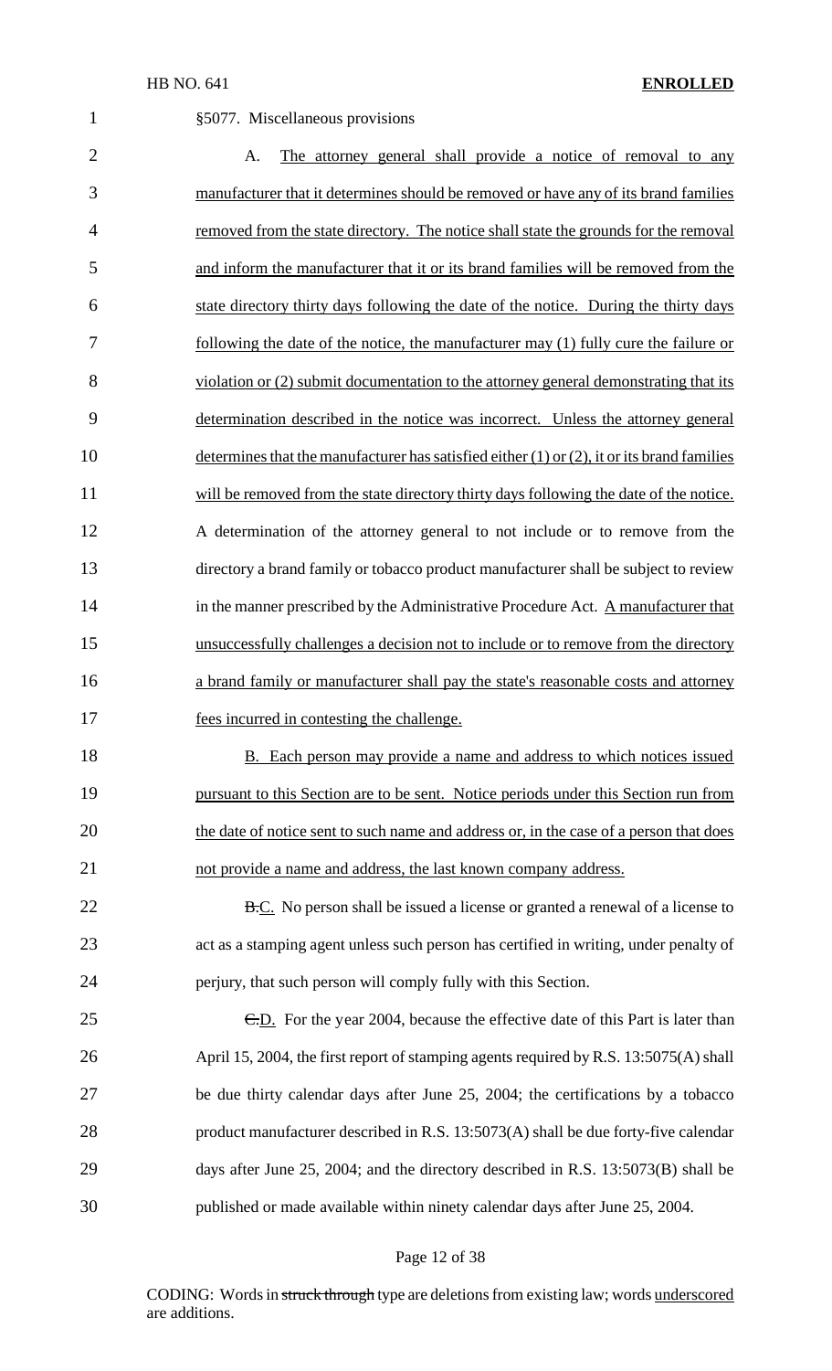§5077. Miscellaneous provisions

A. The attorney general shall provide a notice of removal to any manufacturer that it determines should be removed or have any of its brand families removed from the state directory. The notice shall state the grounds for the removal and inform the manufacturer that it or its brand families will be removed from the state directory thirty days following the date of the notice. During the thirty days following the date of the notice, the manufacturer may (1) fully cure the failure or violation or (2) submit documentation to the attorney general demonstrating that its determination described in the notice was incorrect. Unless the attorney general determines that the manufacturer has satisfied either (1) or (2), it or its brand families will be removed from the state directory thirty days following the date of the notice. A determination of the attorney general to not include or to remove from the directory a brand family or tobacco product manufacturer shall be subject to review in the manner prescribed by the Administrative Procedure Act. A manufacturer that unsuccessfully challenges a decision not to include or to remove from the directory a brand family or manufacturer shall pay the state's reasonable costs and attorney fees incurred in contesting the challenge.

B. Each person may provide a name and address to which notices issued pursuant to this Section are to be sent. Notice periods under this Section run from the date of notice sent to such name and address or, in the case of a person that does not provide a name and address, the last known company address.

~~B.~~C. No person shall be issued a license or granted a renewal of a license to act as a stamping agent unless such person has certified in writing, under penalty of perjury, that such person will comply fully with this Section.

~~C.~~D. For the year 2004, because the effective date of this Part is later than April 15, 2004, the first report of stamping agents required by R.S. 13:5075(A) shall be due thirty calendar days after June 25, 2004; the certifications by a tobacco product manufacturer described in R.S. 13:5073(A) shall be due forty-five calendar days after June 25, 2004; and the directory described in R.S. 13:5073(B) shall be published or made available within ninety calendar days after June 25, 2004.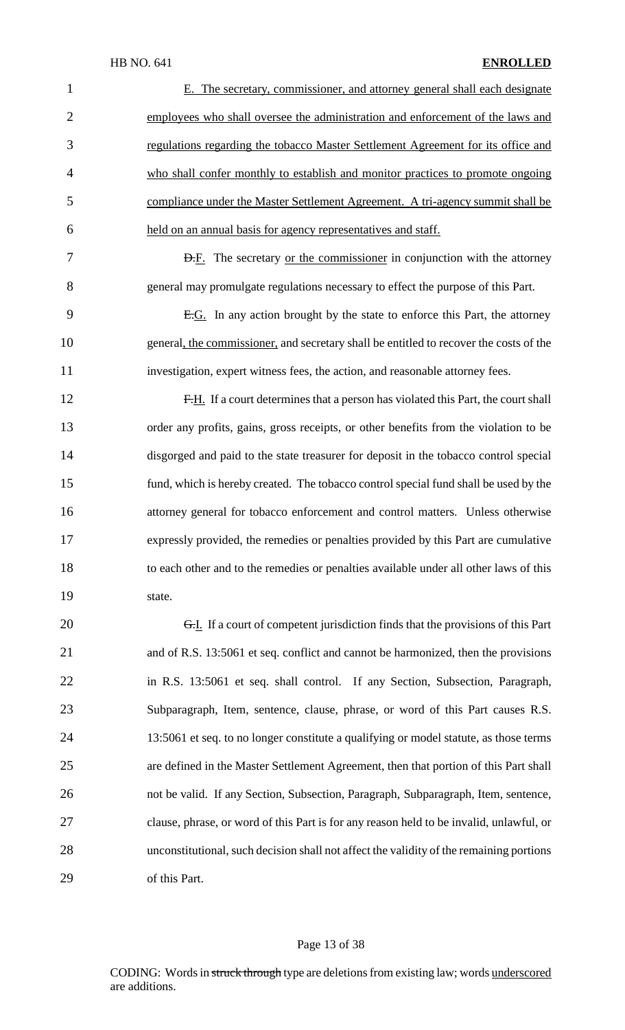E. The secretary, commissioner, and attorney general shall each designate employees who shall oversee the administration and enforcement of the laws and regulations regarding the tobacco Master Settlement Agreement for its office and who shall confer monthly to establish and monitor practices to promote ongoing compliance under the Master Settlement Agreement. A tri-agency summit shall be held on an annual basis for agency representatives and staff.

~~D.~~F. The secretary or the commissioner in conjunction with the attorney general may promulgate regulations necessary to effect the purpose of this Part.

~~E.~~G. In any action brought by the state to enforce this Part, the attorney general, the commissioner, and secretary shall be entitled to recover the costs of the investigation, expert witness fees, the action, and reasonable attorney fees.

~~F.~~H. If a court determines that a person has violated this Part, the court shall order any profits, gains, gross receipts, or other benefits from the violation to be disgorged and paid to the state treasurer for deposit in the tobacco control special fund, which is hereby created. The tobacco control special fund shall be used by the attorney general for tobacco enforcement and control matters. Unless otherwise expressly provided, the remedies or penalties provided by this Part are cumulative to each other and to the remedies or penalties available under all other laws of this state.

~~G.~~I. If a court of competent jurisdiction finds that the provisions of this Part and of R.S. 13:5061 et seq. conflict and cannot be harmonized, then the provisions in R.S. 13:5061 et seq. shall control. If any Section, Subsection, Paragraph, Subparagraph, Item, sentence, clause, phrase, or word of this Part causes R.S. 13:5061 et seq. to no longer constitute a qualifying or model statute, as those terms are defined in the Master Settlement Agreement, then that portion of this Part shall not be valid. If any Section, Subsection, Paragraph, Subparagraph, Item, sentence, clause, phrase, or word of this Part is for any reason held to be invalid, unlawful, or unconstitutional, such decision shall not affect the validity of the remaining portions of this Part.

CODING: Words in ~~struck through~~ type are deletions from existing law; words underscored are additions.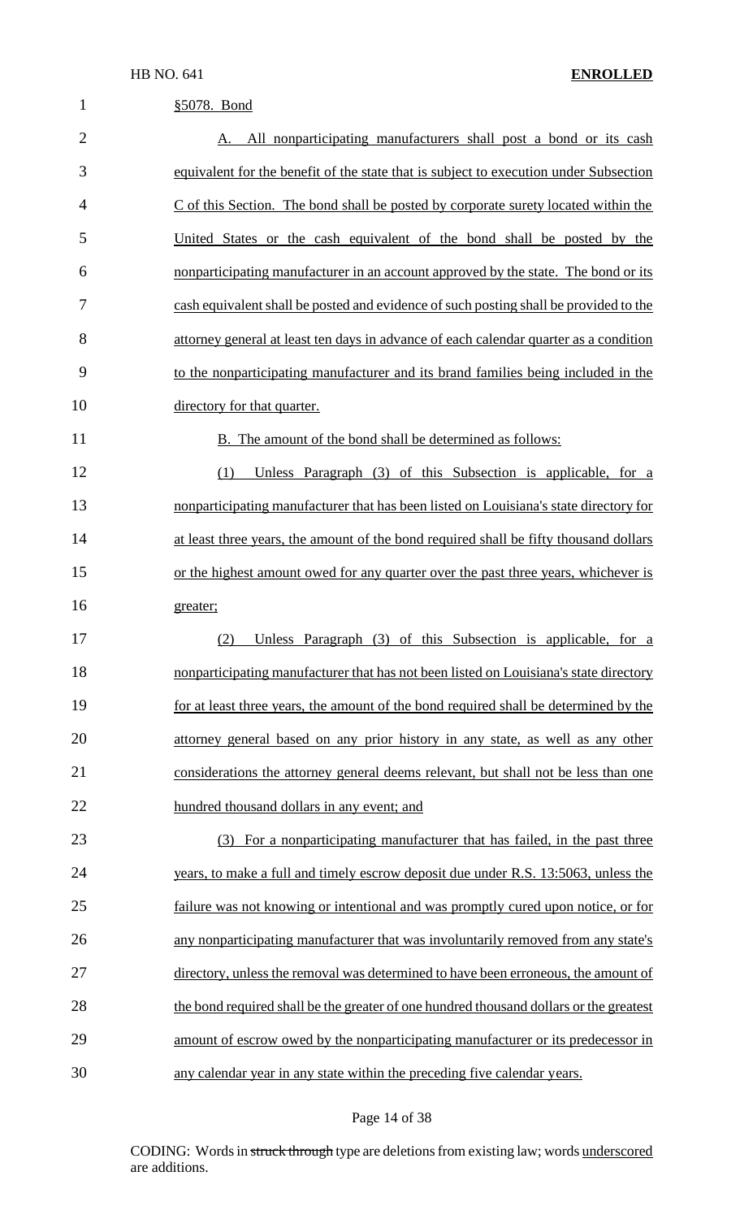§5078. Bond

A. All nonparticipating manufacturers shall post a bond or its cash equivalent for the benefit of the state that is subject to execution under Subsection C of this Section. The bond shall be posted by corporate surety located within the United States or the cash equivalent of the bond shall be posted by the nonparticipating manufacturer in an account approved by the state. The bond or its cash equivalent shall be posted and evidence of such posting shall be provided to the attorney general at least ten days in advance of each calendar quarter as a condition to the nonparticipating manufacturer and its brand families being included in the directory for that quarter.

B. The amount of the bond shall be determined as follows:

(1) Unless Paragraph (3) of this Subsection is applicable, for a nonparticipating manufacturer that has been listed on Louisiana's state directory for at least three years, the amount of the bond required shall be fifty thousand dollars or the highest amount owed for any quarter over the past three years, whichever is greater;

(2) Unless Paragraph (3) of this Subsection is applicable, for a nonparticipating manufacturer that has not been listed on Louisiana's state directory for at least three years, the amount of the bond required shall be determined by the attorney general based on any prior history in any state, as well as any other considerations the attorney general deems relevant, but shall not be less than one hundred thousand dollars in any event; and

(3) For a nonparticipating manufacturer that has failed, in the past three years, to make a full and timely escrow deposit due under R.S. 13:5063, unless the failure was not knowing or intentional and was promptly cured upon notice, or for any nonparticipating manufacturer that was involuntarily removed from any state's directory, unless the removal was determined to have been erroneous, the amount of the bond required shall be the greater of one hundred thousand dollars or the greatest amount of escrow owed by the nonparticipating manufacturer or its predecessor in any calendar year in any state within the preceding five calendar years.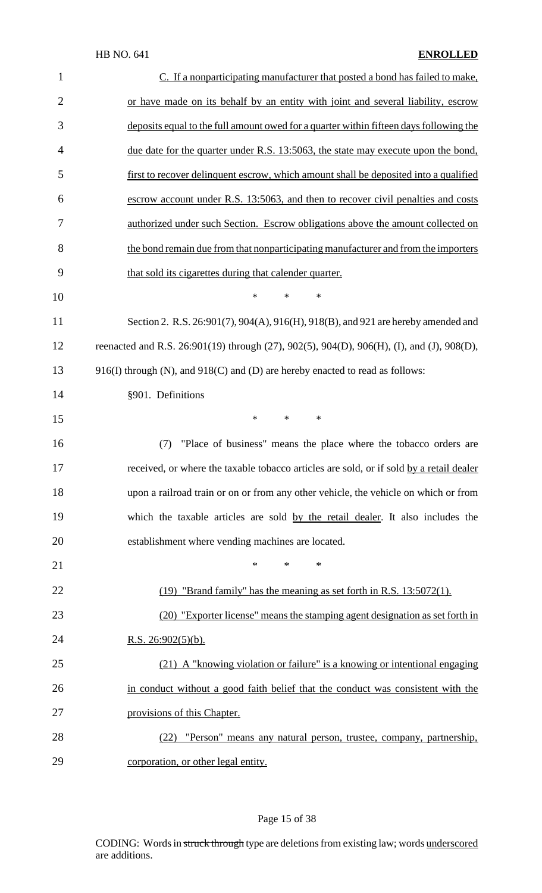C. If a nonparticipating manufacturer that posted a bond has failed to make, or have made on its behalf by an entity with joint and several liability, escrow deposits equal to the full amount owed for a quarter within fifteen days following the due date for the quarter under R.S. 13:5063, the state may execute upon the bond, first to recover delinquent escrow, which amount shall be deposited into a qualified escrow account under R.S. 13:5063, and then to recover civil penalties and costs authorized under such Section. Escrow obligations above the amount collected on the bond remain due from that nonparticipating manufacturer and from the importers that sold its cigarettes during that calender quarter.

\* \* \*

Section 2. R.S. 26:901(7), 904(A), 916(H), 918(B), and 921 are hereby amended and reenacted and R.S. 26:901(19) through (27), 902(5), 904(D), 906(H), (I), and (J), 908(D), 916(I) through (N), and 918(C) and (D) are hereby enacted to read as follows:

§901. Definitions

\* \* \*

(7) "Place of business" means the place where the tobacco orders are received, or where the taxable tobacco articles are sold, or if sold by a retail dealer upon a railroad train or on or from any other vehicle, the vehicle on which or from which the taxable articles are sold by the retail dealer. It also includes the establishment where vending machines are located.

\* \* \*

(19) "Brand family" has the meaning as set forth in R.S. 13:5072(1).

(20) "Exporter license" means the stamping agent designation as set forth in R.S. 26:902(5)(b).

(21) A "knowing violation or failure" is a knowing or intentional engaging in conduct without a good faith belief that the conduct was consistent with the provisions of this Chapter.

(22) "Person" means any natural person, trustee, company, partnership, corporation, or other legal entity.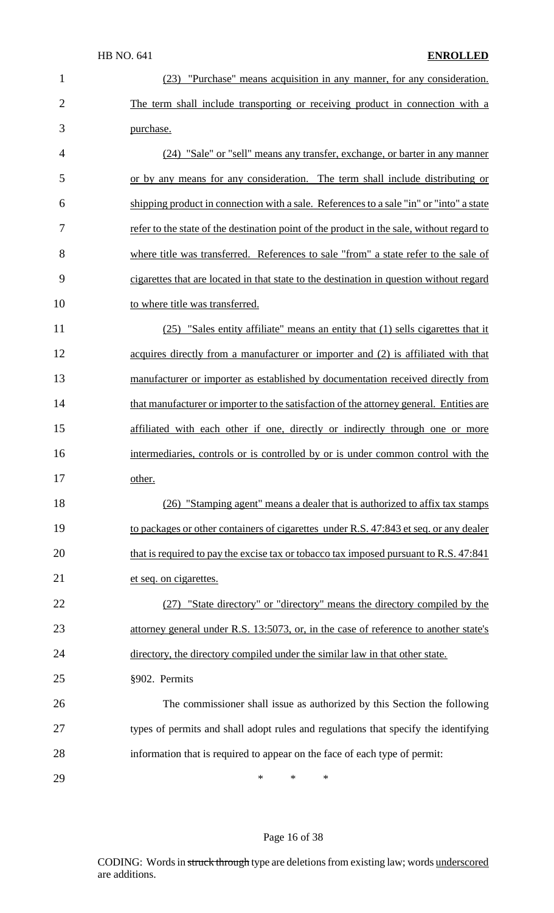(23) "Purchase" means acquisition in any manner, for any consideration. The term shall include transporting or receiving product in connection with a purchase.

(24) "Sale" or "sell" means any transfer, exchange, or barter in any manner or by any means for any consideration. The term shall include distributing or shipping product in connection with a sale. References to a sale "in" or "into" a state refer to the state of the destination point of the product in the sale, without regard to where title was transferred. References to sale "from" a state refer to the sale of cigarettes that are located in that state to the destination in question without regard to where title was transferred.

(25) "Sales entity affiliate" means an entity that (1) sells cigarettes that it acquires directly from a manufacturer or importer and (2) is affiliated with that manufacturer or importer as established by documentation received directly from that manufacturer or importer to the satisfaction of the attorney general. Entities are affiliated with each other if one, directly or indirectly through one or more intermediaries, controls or is controlled by or is under common control with the other.

(26) "Stamping agent" means a dealer that is authorized to affix tax stamps to packages or other containers of cigarettes under R.S. 47:843 et seq. or any dealer that is required to pay the excise tax or tobacco tax imposed pursuant to R.S. 47:841 et seq. on cigarettes.

(27) "State directory" or "directory" means the directory compiled by the attorney general under R.S. 13:5073, or, in the case of reference to another state's directory, the directory compiled under the similar law in that other state.

§902. Permits

The commissioner shall issue as authorized by this Section the following types of permits and shall adopt rules and regulations that specify the identifying information that is required to appear on the face of each type of permit:

\* \* \*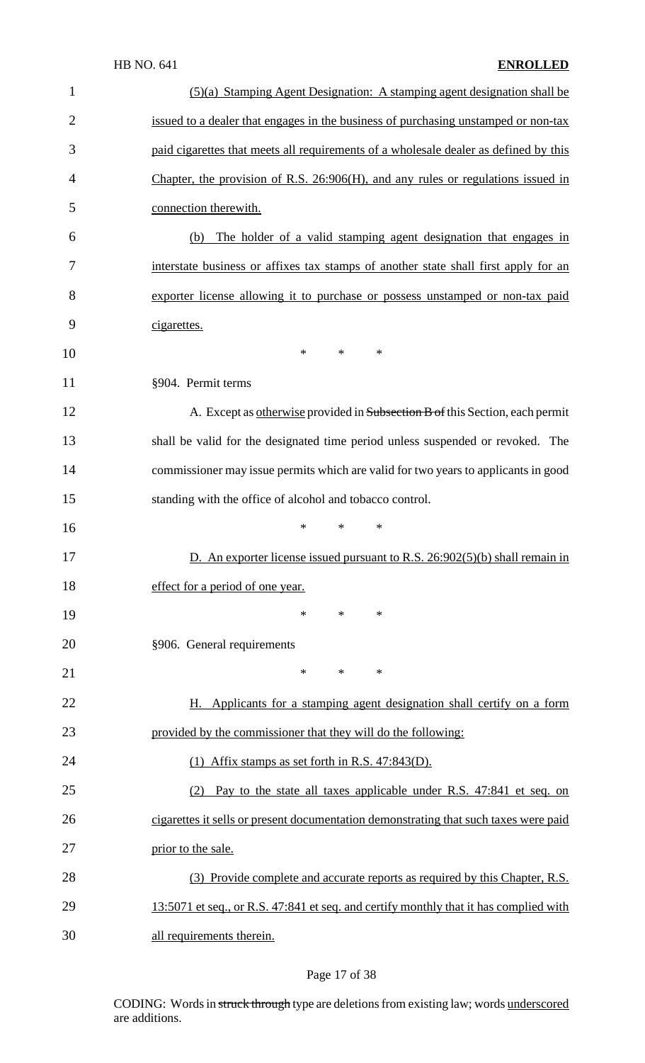(5)(a) Stamping Agent Designation: A stamping agent designation shall be issued to a dealer that engages in the business of purchasing unstamped or non-tax paid cigarettes that meets all requirements of a wholesale dealer as defined by this Chapter, the provision of R.S. 26:906(H), and any rules or regulations issued in connection therewith.

(b) The holder of a valid stamping agent designation that engages in interstate business or affixes tax stamps of another state shall first apply for an exporter license allowing it to purchase or possess unstamped or non-tax paid cigarettes.

\* \* \*

§904. Permit terms

A. Except as otherwise provided in ~~Subsection B of~~ this Section, each permit shall be valid for the designated time period unless suspended or revoked. The commissioner may issue permits which are valid for two years to applicants in good standing with the office of alcohol and tobacco control.

\* \* \*

D. An exporter license issued pursuant to R.S. 26:902(5)(b) shall remain in effect for a period of one year.

\* \* \*

§906. General requirements

\* \* \*

H. Applicants for a stamping agent designation shall certify on a form provided by the commissioner that they will do the following:

(1) Affix stamps as set forth in R.S. 47:843(D).

(2) Pay to the state all taxes applicable under R.S. 47:841 et seq. on cigarettes it sells or present documentation demonstrating that such taxes were paid prior to the sale.

(3) Provide complete and accurate reports as required by this Chapter, R.S. 13:5071 et seq., or R.S. 47:841 et seq. and certify monthly that it has complied with all requirements therein.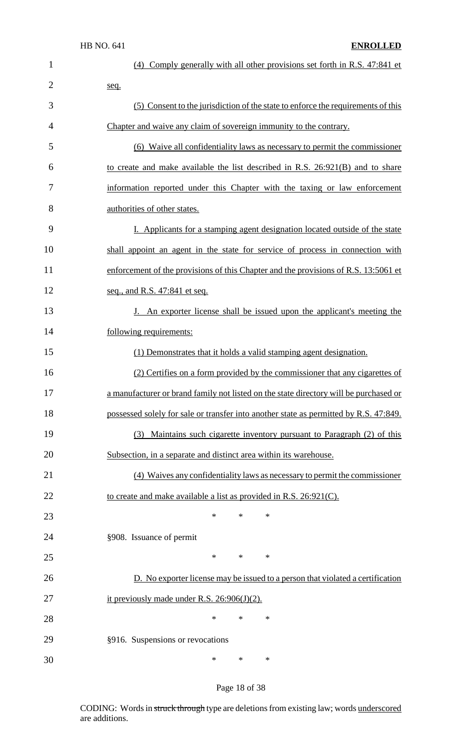(4) Comply generally with all other provisions set forth in R.S. 47:841 et seq.

(5) Consent to the jurisdiction of the state to enforce the requirements of this Chapter and waive any claim of sovereign immunity to the contrary.

(6) Waive all confidentiality laws as necessary to permit the commissioner to create and make available the list described in R.S. 26:921(B) and to share information reported under this Chapter with the taxing or law enforcement authorities of other states.

I. Applicants for a stamping agent designation located outside of the state shall appoint an agent in the state for service of process in connection with enforcement of the provisions of this Chapter and the provisions of R.S. 13:5061 et seq., and R.S. 47:841 et seq.

J. An exporter license shall be issued upon the applicant's meeting the following requirements:

(1) Demonstrates that it holds a valid stamping agent designation.

(2) Certifies on a form provided by the commissioner that any cigarettes of a manufacturer or brand family not listed on the state directory will be purchased or possessed solely for sale or transfer into another state as permitted by R.S. 47:849.

(3) Maintains such cigarette inventory pursuant to Paragraph (2) of this Subsection, in a separate and distinct area within its warehouse.

(4) Waives any confidentiality laws as necessary to permit the commissioner to create and make available a list as provided in R.S. 26:921(C).

\* \* \*

§908. Issuance of permit

\* \* \*

D. No exporter license may be issued to a person that violated a certification it previously made under R.S. 26:906(J)(2).

\* \* \*

§916. Suspensions or revocations

\* \* \*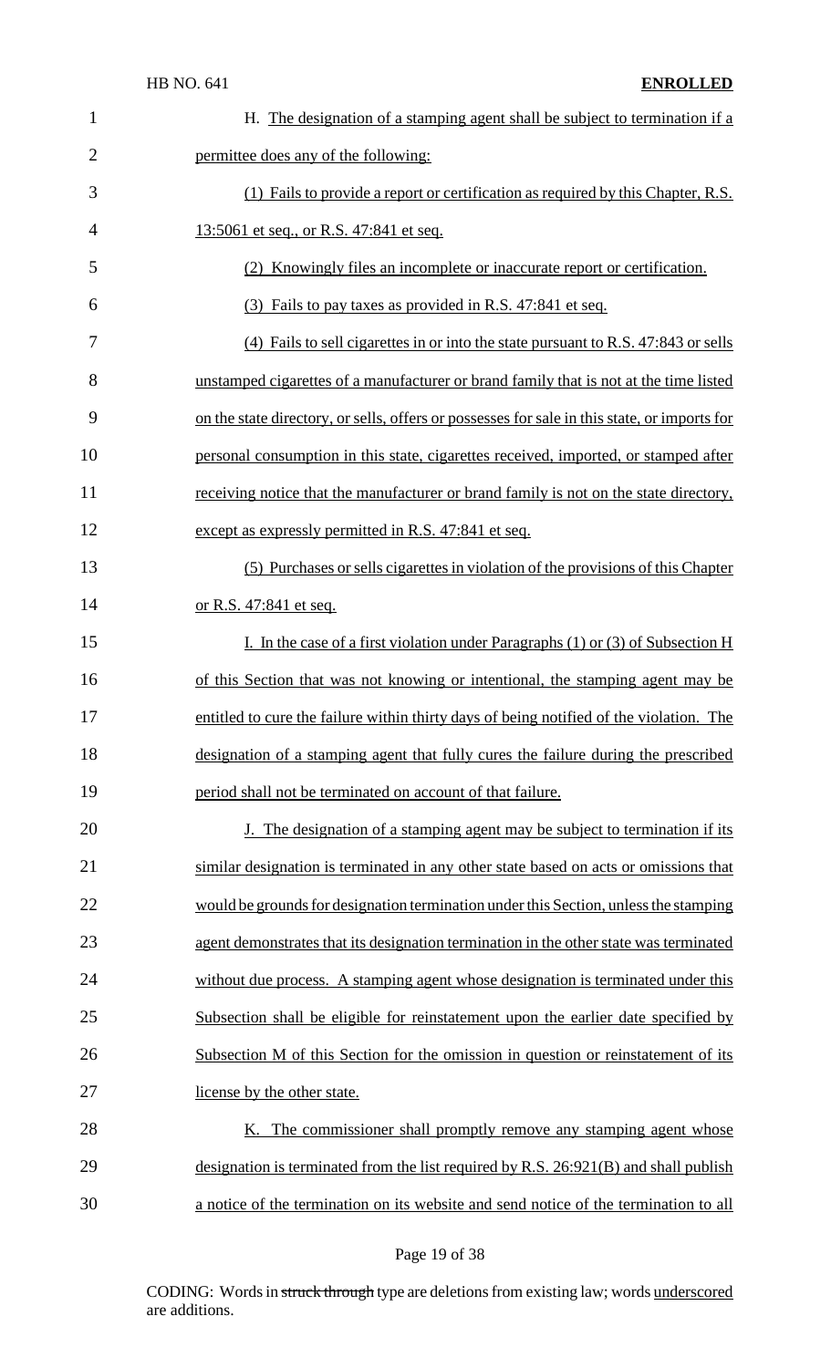H. The designation of a stamping agent shall be subject to termination if a permittee does any of the following:

(1) Fails to provide a report or certification as required by this Chapter, R.S. 13:5061 et seq., or R.S. 47:841 et seq.

(2) Knowingly files an incomplete or inaccurate report or certification.

(3) Fails to pay taxes as provided in R.S. 47:841 et seq.

(4) Fails to sell cigarettes in or into the state pursuant to R.S. 47:843 or sells unstamped cigarettes of a manufacturer or brand family that is not at the time listed on the state directory, or sells, offers or possesses for sale in this state, or imports for personal consumption in this state, cigarettes received, imported, or stamped after receiving notice that the manufacturer or brand family is not on the state directory, except as expressly permitted in R.S. 47:841 et seq.

(5) Purchases or sells cigarettes in violation of the provisions of this Chapter or R.S. 47:841 et seq.

I. In the case of a first violation under Paragraphs (1) or (3) of Subsection H of this Section that was not knowing or intentional, the stamping agent may be entitled to cure the failure within thirty days of being notified of the violation. The designation of a stamping agent that fully cures the failure during the prescribed period shall not be terminated on account of that failure.

J. The designation of a stamping agent may be subject to termination if its similar designation is terminated in any other state based on acts or omissions that would be grounds for designation termination under this Section, unless the stamping agent demonstrates that its designation termination in the other state was terminated without due process. A stamping agent whose designation is terminated under this Subsection shall be eligible for reinstatement upon the earlier date specified by Subsection M of this Section for the omission in question or reinstatement of its license by the other state.

K. The commissioner shall promptly remove any stamping agent whose designation is terminated from the list required by R.S. 26:921(B) and shall publish a notice of the termination on its website and send notice of the termination to all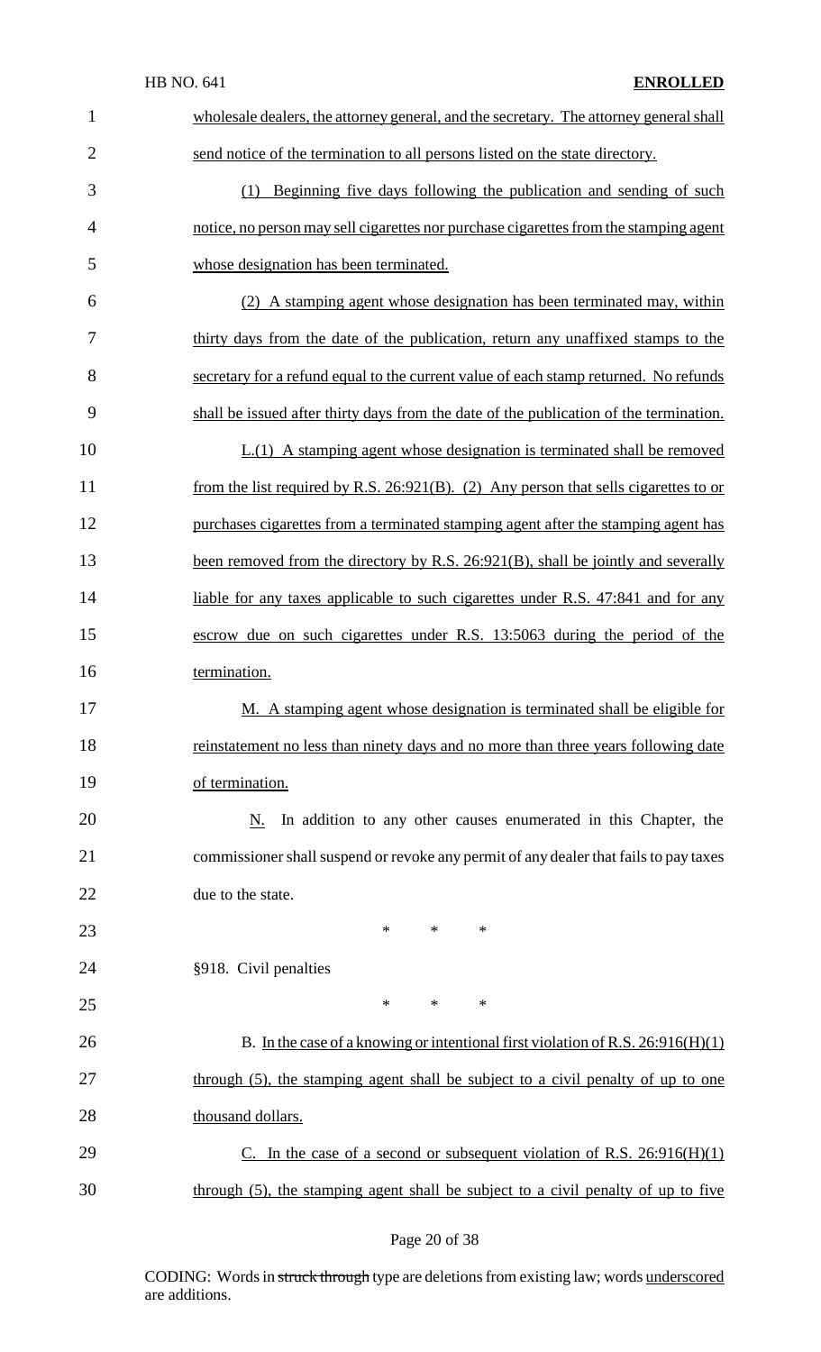wholesale dealers, the attorney general, and the secretary. The attorney general shall send notice of the termination to all persons listed on the state directory.

(1) Beginning five days following the publication and sending of such notice, no person may sell cigarettes nor purchase cigarettes from the stamping agent whose designation has been terminated.

(2) A stamping agent whose designation has been terminated may, within thirty days from the date of the publication, return any unaffixed stamps to the secretary for a refund equal to the current value of each stamp returned. No refunds shall be issued after thirty days from the date of the publication of the termination.

L.(1) A stamping agent whose designation is terminated shall be removed from the list required by R.S. 26:921(B). (2) Any person that sells cigarettes to or purchases cigarettes from a terminated stamping agent after the stamping agent has been removed from the directory by R.S. 26:921(B), shall be jointly and severally liable for any taxes applicable to such cigarettes under R.S. 47:841 and for any escrow due on such cigarettes under R.S. 13:5063 during the period of the termination.

M. A stamping agent whose designation is terminated shall be eligible for reinstatement no less than ninety days and no more than three years following date of termination.

N. In addition to any other causes enumerated in this Chapter, the commissioner shall suspend or revoke any permit of any dealer that fails to pay taxes due to the state.

\* \* \*

§918. Civil penalties

\* \* \*

B. In the case of a knowing or intentional first violation of R.S. 26:916(H)(1) through (5), the stamping agent shall be subject to a civil penalty of up to one thousand dollars.

C. In the case of a second or subsequent violation of R.S. 26:916(H)(1) through (5), the stamping agent shall be subject to a civil penalty of up to five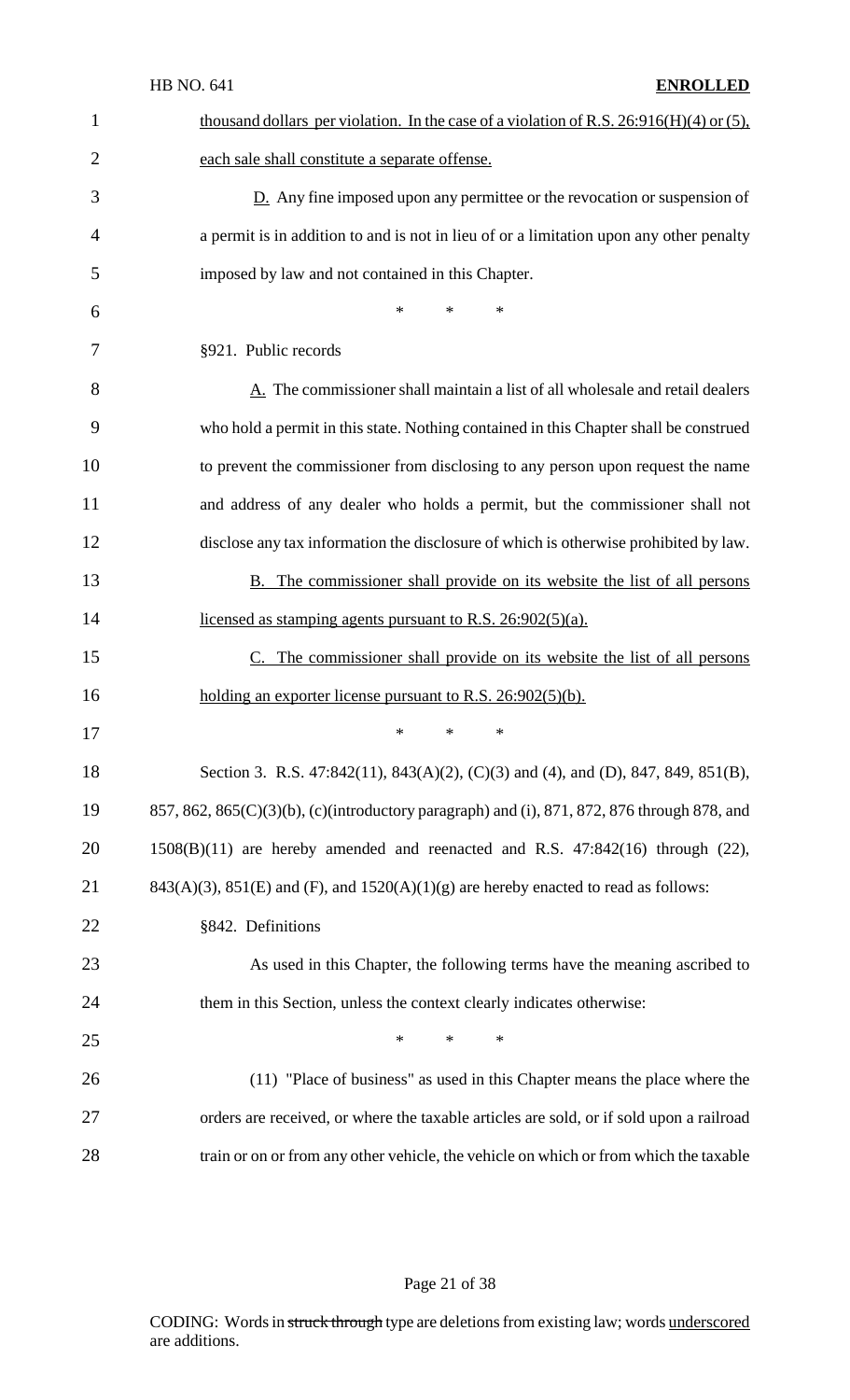thousand dollars per violation. In the case of a violation of R.S. 26:916(H)(4) or (5), each sale shall constitute a separate offense.

D. Any fine imposed upon any permittee or the revocation or suspension of a permit is in addition to and is not in lieu of or a limitation upon any other penalty imposed by law and not contained in this Chapter.

\* \* \*

§921. Public records

A. The commissioner shall maintain a list of all wholesale and retail dealers who hold a permit in this state. Nothing contained in this Chapter shall be construed to prevent the commissioner from disclosing to any person upon request the name and address of any dealer who holds a permit, but the commissioner shall not disclose any tax information the disclosure of which is otherwise prohibited by law.

B. The commissioner shall provide on its website the list of all persons licensed as stamping agents pursuant to R.S. 26:902(5)(a).

C. The commissioner shall provide on its website the list of all persons holding an exporter license pursuant to R.S. 26:902(5)(b).

\* \* \*

Section 3. R.S. 47:842(11), 843(A)(2), (C)(3) and (4), and (D), 847, 849, 851(B), 857, 862, 865(C)(3)(b), (c)(introductory paragraph) and (i), 871, 872, 876 through 878, and 1508(B)(11) are hereby amended and reenacted and R.S. 47:842(16) through (22), 843(A)(3), 851(E) and (F), and 1520(A)(1)(g) are hereby enacted to read as follows:

§842. Definitions

As used in this Chapter, the following terms have the meaning ascribed to them in this Section, unless the context clearly indicates otherwise:

\* \* \*

(11) "Place of business" as used in this Chapter means the place where the orders are received, or where the taxable articles are sold, or if sold upon a railroad train or on or from any other vehicle, the vehicle on which or from which the taxable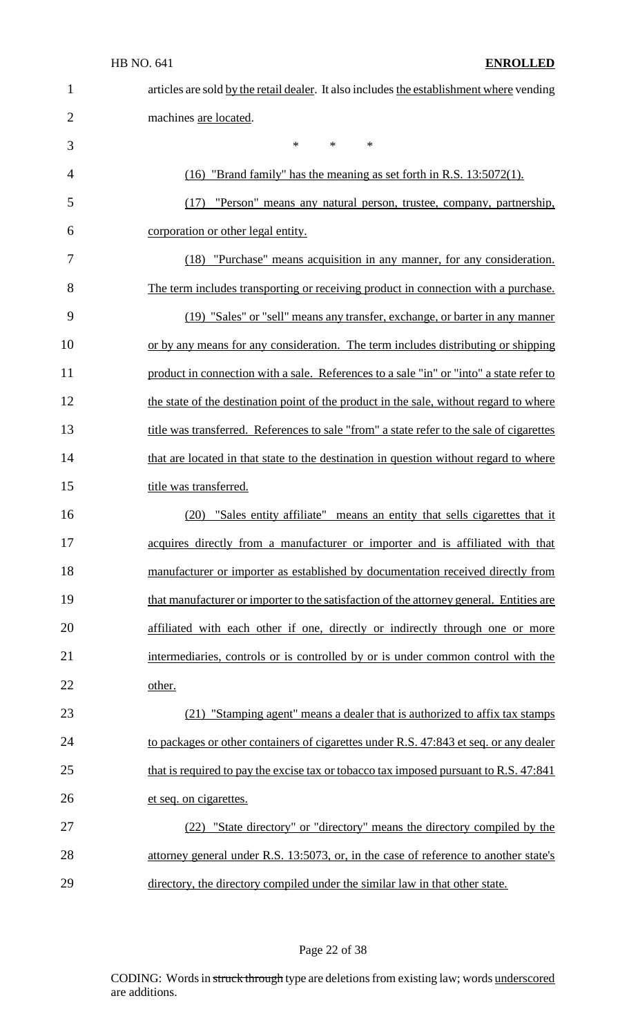articles are sold by the retail dealer. It also includes the establishment where vending machines are located.

\* \* \*

(16) "Brand family" has the meaning as set forth in R.S. 13:5072(1).

(17) "Person" means any natural person, trustee, company, partnership, corporation or other legal entity.

(18) "Purchase" means acquisition in any manner, for any consideration. The term includes transporting or receiving product in connection with a purchase.

(19) "Sales" or "sell" means any transfer, exchange, or barter in any manner or by any means for any consideration. The term includes distributing or shipping product in connection with a sale. References to a sale "in" or "into" a state refer to the state of the destination point of the product in the sale, without regard to where title was transferred. References to sale "from" a state refer to the sale of cigarettes that are located in that state to the destination in question without regard to where title was transferred.

(20) "Sales entity affiliate" means an entity that sells cigarettes that it acquires directly from a manufacturer or importer and is affiliated with that manufacturer or importer as established by documentation received directly from that manufacturer or importer to the satisfaction of the attorney general. Entities are affiliated with each other if one, directly or indirectly through one or more intermediaries, controls or is controlled by or is under common control with the other.

(21) "Stamping agent" means a dealer that is authorized to affix tax stamps to packages or other containers of cigarettes under R.S. 47:843 et seq. or any dealer that is required to pay the excise tax or tobacco tax imposed pursuant to R.S. 47:841 et seq. on cigarettes.

(22) "State directory" or "directory" means the directory compiled by the attorney general under R.S. 13:5073, or, in the case of reference to another state's directory, the directory compiled under the similar law in that other state.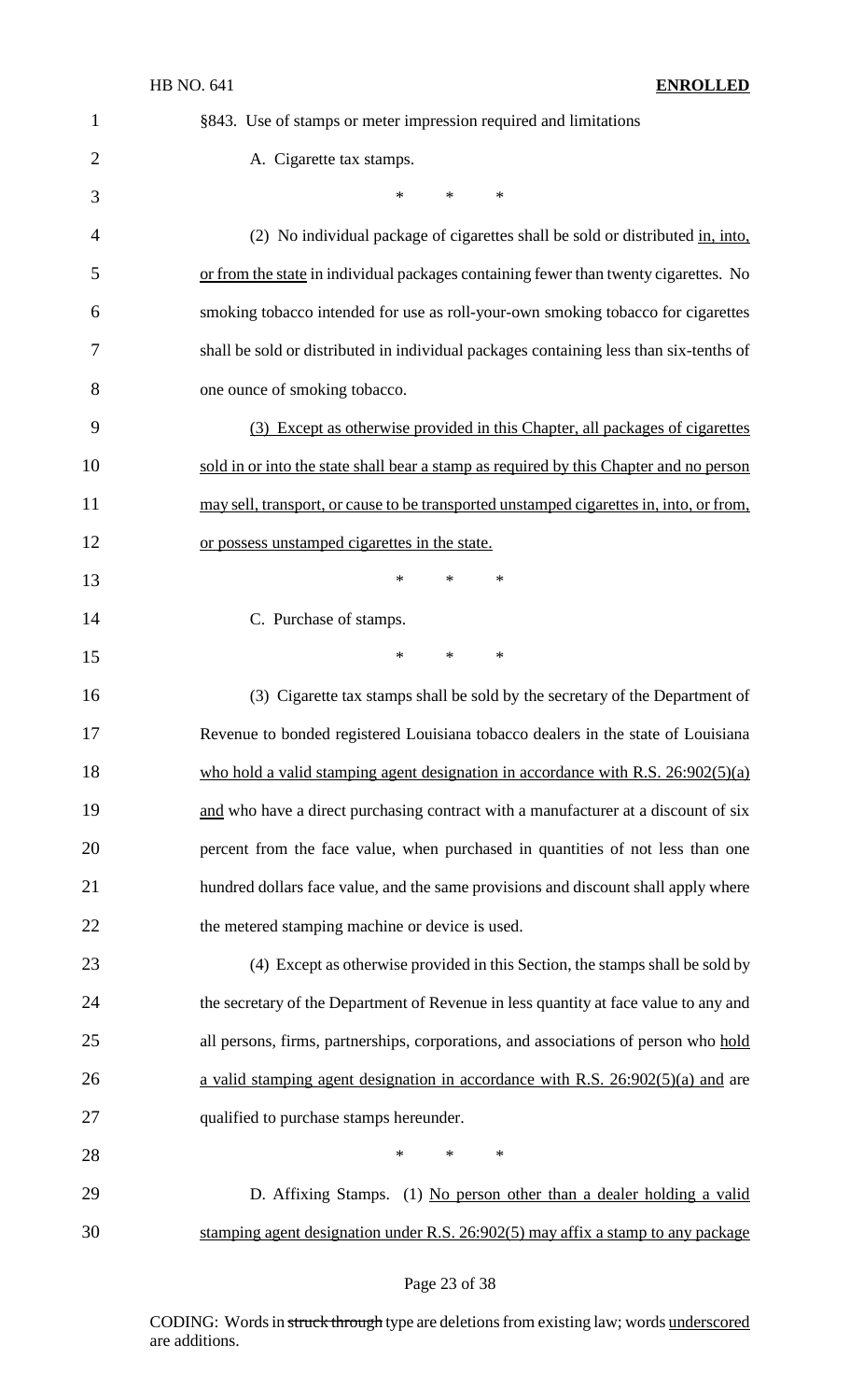§843. Use of stamps or meter impression required and limitations

A. Cigarette tax stamps.

\* \* \*

(2) No individual package of cigarettes shall be sold or distributed in, into, or from the state in individual packages containing fewer than twenty cigarettes. No smoking tobacco intended for use as roll-your-own smoking tobacco for cigarettes shall be sold or distributed in individual packages containing less than six-tenths of one ounce of smoking tobacco.

(3) Except as otherwise provided in this Chapter, all packages of cigarettes sold in or into the state shall bear a stamp as required by this Chapter and no person may sell, transport, or cause to be transported unstamped cigarettes in, into, or from, or possess unstamped cigarettes in the state.

\* \* \*

C. Purchase of stamps.

\* \* \*

(3) Cigarette tax stamps shall be sold by the secretary of the Department of Revenue to bonded registered Louisiana tobacco dealers in the state of Louisiana who hold a valid stamping agent designation in accordance with R.S. 26:902(5)(a) and who have a direct purchasing contract with a manufacturer at a discount of six percent from the face value, when purchased in quantities of not less than one hundred dollars face value, and the same provisions and discount shall apply where the metered stamping machine or device is used.

(4) Except as otherwise provided in this Section, the stamps shall be sold by the secretary of the Department of Revenue in less quantity at face value to any and all persons, firms, partnerships, corporations, and associations of person who hold a valid stamping agent designation in accordance with R.S. 26:902(5)(a) and are qualified to purchase stamps hereunder.

\* \* \*

D. Affixing Stamps. (1) No person other than a dealer holding a valid stamping agent designation under R.S. 26:902(5) may affix a stamp to any package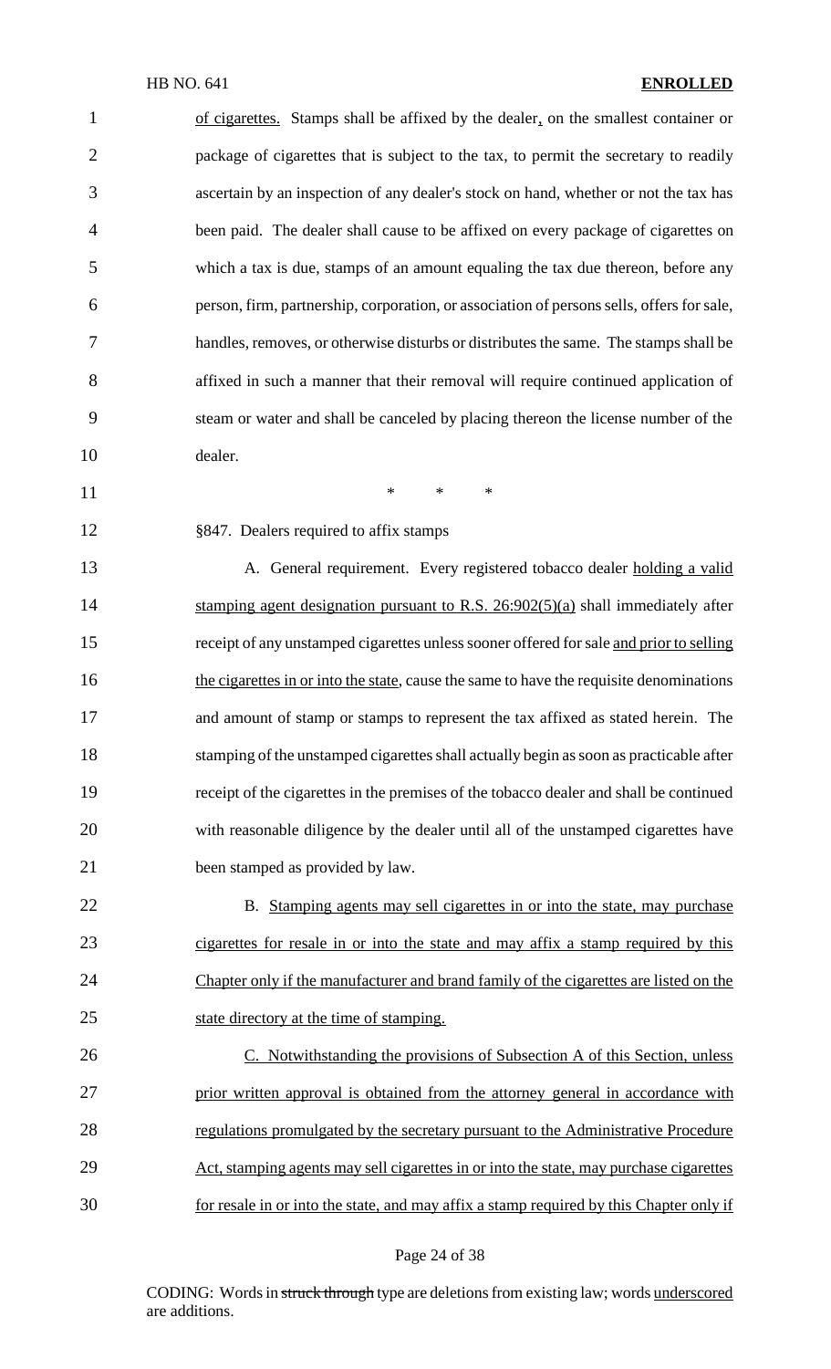of cigarettes. Stamps shall be affixed by the dealer, on the smallest container or package of cigarettes that is subject to the tax, to permit the secretary to readily ascertain by an inspection of any dealer's stock on hand, whether or not the tax has been paid. The dealer shall cause to be affixed on every package of cigarettes on which a tax is due, stamps of an amount equaling the tax due thereon, before any person, firm, partnership, corporation, or association of persons sells, offers for sale, handles, removes, or otherwise disturbs or distributes the same. The stamps shall be affixed in such a manner that their removal will require continued application of steam or water and shall be canceled by placing thereon the license number of the dealer.

\* \* \*

§847. Dealers required to affix stamps

A. General requirement. Every registered tobacco dealer holding a valid stamping agent designation pursuant to R.S. 26:902(5)(a) shall immediately after receipt of any unstamped cigarettes unless sooner offered for sale and prior to selling the cigarettes in or into the state, cause the same to have the requisite denominations and amount of stamp or stamps to represent the tax affixed as stated herein. The stamping of the unstamped cigarettes shall actually begin as soon as practicable after receipt of the cigarettes in the premises of the tobacco dealer and shall be continued with reasonable diligence by the dealer until all of the unstamped cigarettes have been stamped as provided by law.

B. Stamping agents may sell cigarettes in or into the state, may purchase cigarettes for resale in or into the state and may affix a stamp required by this Chapter only if the manufacturer and brand family of the cigarettes are listed on the state directory at the time of stamping.

C. Notwithstanding the provisions of Subsection A of this Section, unless prior written approval is obtained from the attorney general in accordance with regulations promulgated by the secretary pursuant to the Administrative Procedure Act, stamping agents may sell cigarettes in or into the state, may purchase cigarettes for resale in or into the state, and may affix a stamp required by this Chapter only if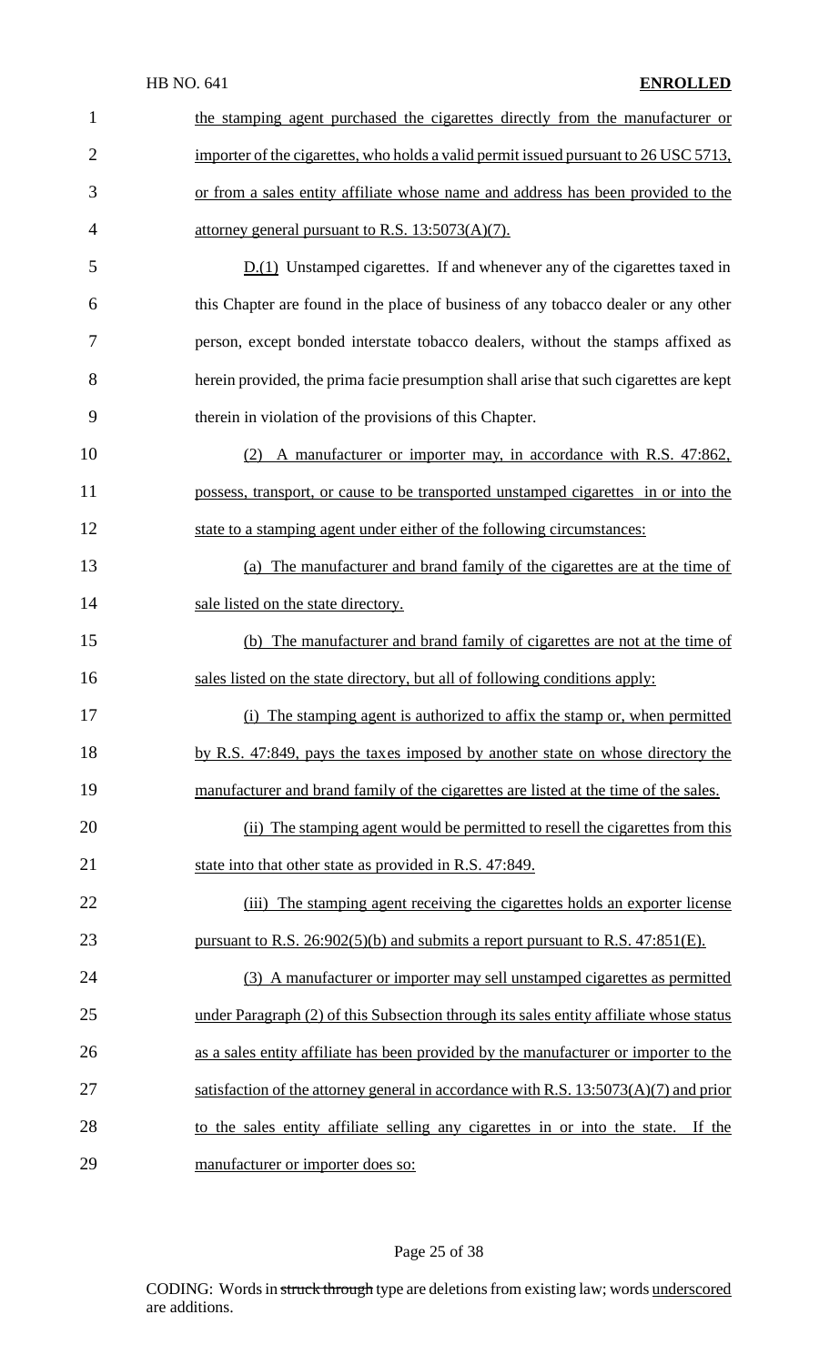the stamping agent purchased the cigarettes directly from the manufacturer or importer of the cigarettes, who holds a valid permit issued pursuant to 26 USC 5713, or from a sales entity affiliate whose name and address has been provided to the attorney general pursuant to R.S. 13:5073(A)(7).

D.(1) Unstamped cigarettes. If and whenever any of the cigarettes taxed in this Chapter are found in the place of business of any tobacco dealer or any other person, except bonded interstate tobacco dealers, without the stamps affixed as herein provided, the prima facie presumption shall arise that such cigarettes are kept therein in violation of the provisions of this Chapter.

(2) A manufacturer or importer may, in accordance with R.S. 47:862, possess, transport, or cause to be transported unstamped cigarettes in or into the state to a stamping agent under either of the following circumstances:

(a) The manufacturer and brand family of the cigarettes are at the time of sale listed on the state directory.

(b) The manufacturer and brand family of cigarettes are not at the time of sales listed on the state directory, but all of following conditions apply:

(i) The stamping agent is authorized to affix the stamp or, when permitted by R.S. 47:849, pays the taxes imposed by another state on whose directory the manufacturer and brand family of the cigarettes are listed at the time of the sales.

(ii) The stamping agent would be permitted to resell the cigarettes from this state into that other state as provided in R.S. 47:849.

(iii) The stamping agent receiving the cigarettes holds an exporter license pursuant to R.S. 26:902(5)(b) and submits a report pursuant to R.S. 47:851(E).

(3) A manufacturer or importer may sell unstamped cigarettes as permitted under Paragraph (2) of this Subsection through its sales entity affiliate whose status as a sales entity affiliate has been provided by the manufacturer or importer to the satisfaction of the attorney general in accordance with R.S. 13:5073(A)(7) and prior to the sales entity affiliate selling any cigarettes in or into the state. If the manufacturer or importer does so: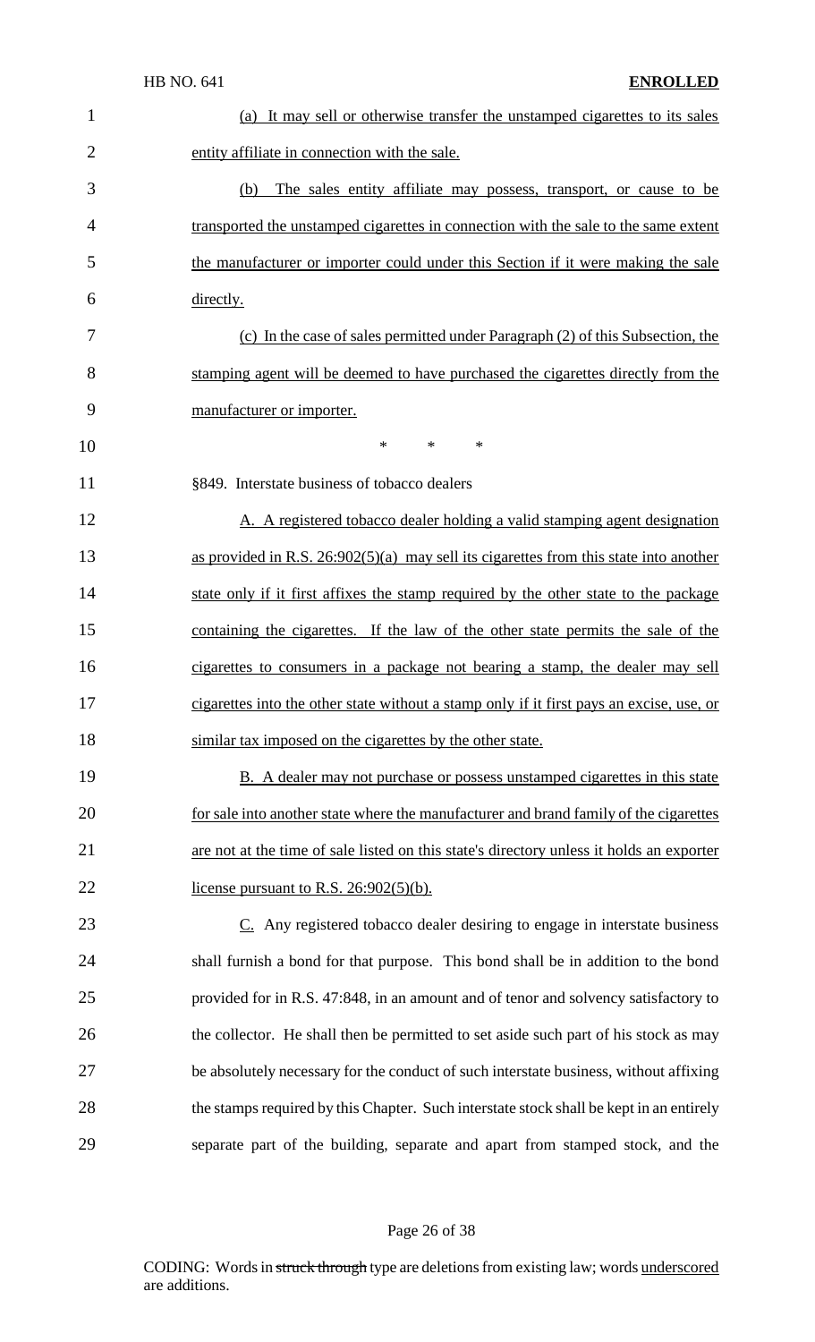(a) It may sell or otherwise transfer the unstamped cigarettes to its sales entity affiliate in connection with the sale.

(b) The sales entity affiliate may possess, transport, or cause to be transported the unstamped cigarettes in connection with the sale to the same extent the manufacturer or importer could under this Section if it were making the sale directly.

(c) In the case of sales permitted under Paragraph (2) of this Subsection, the stamping agent will be deemed to have purchased the cigarettes directly from the manufacturer or importer.

\* \* \*

§849. Interstate business of tobacco dealers

A. A registered tobacco dealer holding a valid stamping agent designation as provided in R.S. 26:902(5)(a) may sell its cigarettes from this state into another state only if it first affixes the stamp required by the other state to the package containing the cigarettes. If the law of the other state permits the sale of the cigarettes to consumers in a package not bearing a stamp, the dealer may sell cigarettes into the other state without a stamp only if it first pays an excise, use, or similar tax imposed on the cigarettes by the other state.

B. A dealer may not purchase or possess unstamped cigarettes in this state for sale into another state where the manufacturer and brand family of the cigarettes are not at the time of sale listed on this state's directory unless it holds an exporter license pursuant to R.S. 26:902(5)(b).

C. Any registered tobacco dealer desiring to engage in interstate business shall furnish a bond for that purpose. This bond shall be in addition to the bond provided for in R.S. 47:848, in an amount and of tenor and solvency satisfactory to the collector. He shall then be permitted to set aside such part of his stock as may be absolutely necessary for the conduct of such interstate business, without affixing the stamps required by this Chapter. Such interstate stock shall be kept in an entirely separate part of the building, separate and apart from stamped stock, and the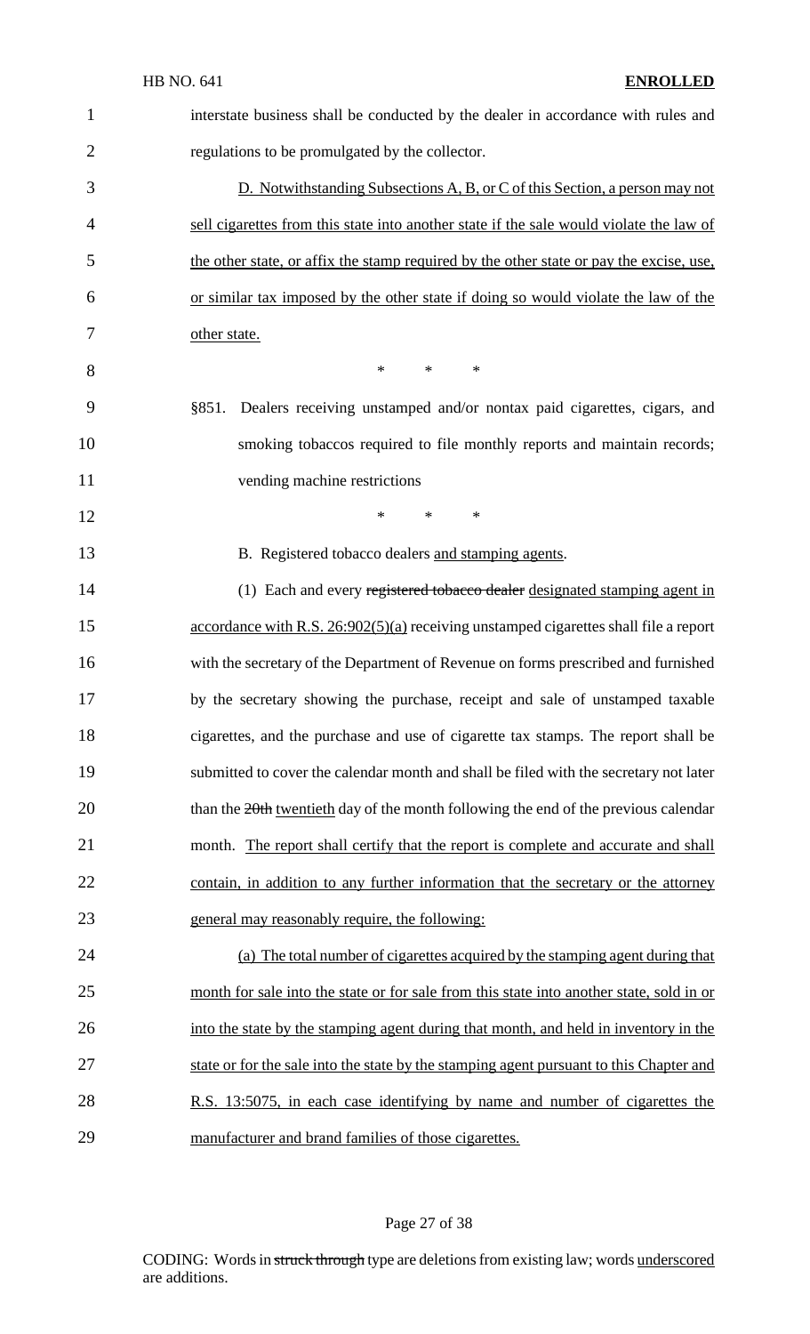interstate business shall be conducted by the dealer in accordance with rules and regulations to be promulgated by the collector.

D. Notwithstanding Subsections A, B, or C of this Section, a person may not sell cigarettes from this state into another state if the sale would violate the law of the other state, or affix the stamp required by the other state or pay the excise, use, or similar tax imposed by the other state if doing so would violate the law of the other state.

\* \* \*

§851. Dealers receiving unstamped and/or nontax paid cigarettes, cigars, and smoking tobaccos required to file monthly reports and maintain records; vending machine restrictions

\* \* \*

B. Registered tobacco dealers and stamping agents.

(1) Each and every ~~registered tobacco dealer~~ designated stamping agent in accordance with R.S. 26:902(5)(a) receiving unstamped cigarettes shall file a report with the secretary of the Department of Revenue on forms prescribed and furnished by the secretary showing the purchase, receipt and sale of unstamped taxable cigarettes, and the purchase and use of cigarette tax stamps. The report shall be submitted to cover the calendar month and shall be filed with the secretary not later than the ~~20th~~ twentieth day of the month following the end of the previous calendar month. The report shall certify that the report is complete and accurate and shall contain, in addition to any further information that the secretary or the attorney general may reasonably require, the following:

(a) The total number of cigarettes acquired by the stamping agent during that month for sale into the state or for sale from this state into another state, sold in or into the state by the stamping agent during that month, and held in inventory in the state or for the sale into the state by the stamping agent pursuant to this Chapter and R.S. 13:5075, in each case identifying by name and number of cigarettes the manufacturer and brand families of those cigarettes.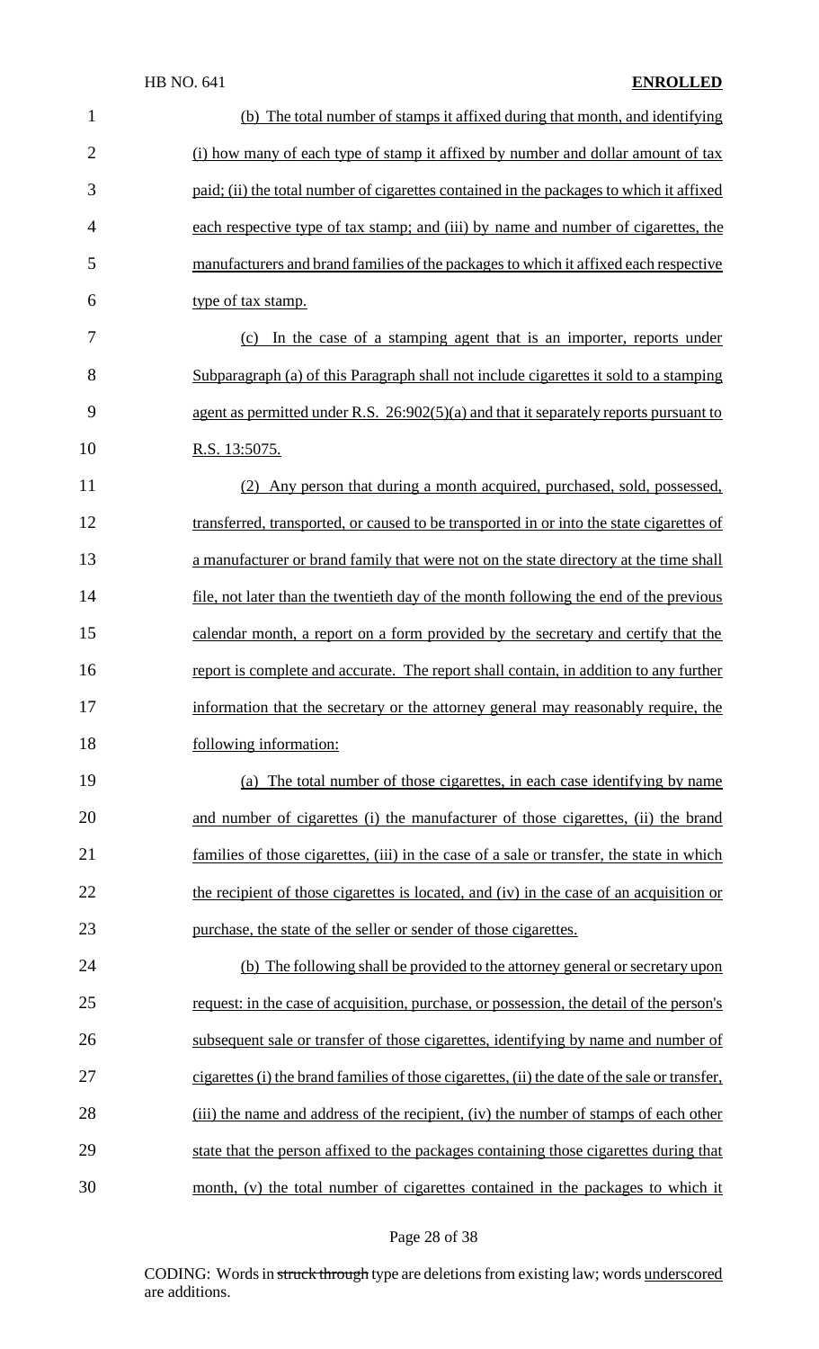(b) The total number of stamps it affixed during that month, and identifying (i) how many of each type of stamp it affixed by number and dollar amount of tax paid; (ii) the total number of cigarettes contained in the packages to which it affixed each respective type of tax stamp; and (iii) by name and number of cigarettes, the manufacturers and brand families of the packages to which it affixed each respective type of tax stamp.

(c) In the case of a stamping agent that is an importer, reports under Subparagraph (a) of this Paragraph shall not include cigarettes it sold to a stamping agent as permitted under R.S. 26:902(5)(a) and that it separately reports pursuant to R.S. 13:5075.

(2) Any person that during a month acquired, purchased, sold, possessed, transferred, transported, or caused to be transported in or into the state cigarettes of a manufacturer or brand family that were not on the state directory at the time shall file, not later than the twentieth day of the month following the end of the previous calendar month, a report on a form provided by the secretary and certify that the report is complete and accurate. The report shall contain, in addition to any further information that the secretary or the attorney general may reasonably require, the following information:

(a) The total number of those cigarettes, in each case identifying by name and number of cigarettes (i) the manufacturer of those cigarettes, (ii) the brand families of those cigarettes, (iii) in the case of a sale or transfer, the state in which the recipient of those cigarettes is located, and (iv) in the case of an acquisition or purchase, the state of the seller or sender of those cigarettes.

(b) The following shall be provided to the attorney general or secretary upon request: in the case of acquisition, purchase, or possession, the detail of the person's subsequent sale or transfer of those cigarettes, identifying by name and number of cigarettes (i) the brand families of those cigarettes, (ii) the date of the sale or transfer, (iii) the name and address of the recipient, (iv) the number of stamps of each other state that the person affixed to the packages containing those cigarettes during that month, (v) the total number of cigarettes contained in the packages to which it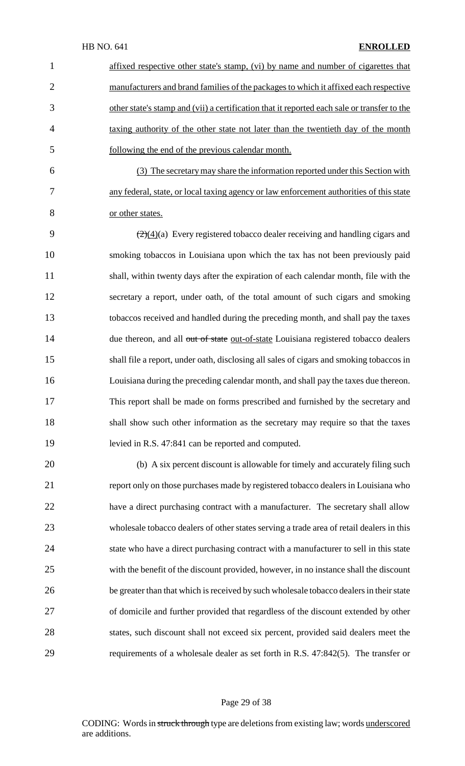affixed respective other state's stamp, (vi) by name and number of cigarettes that manufacturers and brand families of the packages to which it affixed each respective other state's stamp and (vii) a certification that it reported each sale or transfer to the taxing authority of the other state not later than the twentieth day of the month following the end of the previous calendar month.

(3) The secretary may share the information reported under this Section with any federal, state, or local taxing agency or law enforcement authorities of this state or other states.

~~(2)~~(4)(a) Every registered tobacco dealer receiving and handling cigars and smoking tobaccos in Louisiana upon which the tax has not been previously paid shall, within twenty days after the expiration of each calendar month, file with the secretary a report, under oath, of the total amount of such cigars and smoking tobaccos received and handled during the preceding month, and shall pay the taxes due thereon, and all ~~out of state~~ out-of-state Louisiana registered tobacco dealers shall file a report, under oath, disclosing all sales of cigars and smoking tobaccos in Louisiana during the preceding calendar month, and shall pay the taxes due thereon. This report shall be made on forms prescribed and furnished by the secretary and shall show such other information as the secretary may require so that the taxes levied in R.S. 47:841 can be reported and computed.

(b) A six percent discount is allowable for timely and accurately filing such report only on those purchases made by registered tobacco dealers in Louisiana who have a direct purchasing contract with a manufacturer. The secretary shall allow wholesale tobacco dealers of other states serving a trade area of retail dealers in this state who have a direct purchasing contract with a manufacturer to sell in this state with the benefit of the discount provided, however, in no instance shall the discount be greater than that which is received by such wholesale tobacco dealers in their state of domicile and further provided that regardless of the discount extended by other states, such discount shall not exceed six percent, provided said dealers meet the requirements of a wholesale dealer as set forth in R.S. 47:842(5). The transfer or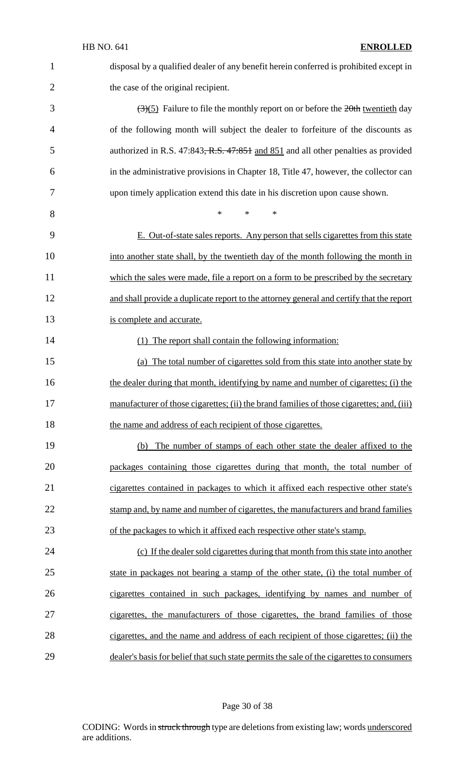disposal by a qualified dealer of any benefit herein conferred is prohibited except in the case of the original recipient.

~~(3)~~(5) Failure to file the monthly report on or before the ~~20th~~ twentieth day of the following month will subject the dealer to forfeiture of the discounts as authorized in R.S. 47:843~~, R.S. 47:851~~ and 851 and all other penalties as provided in the administrative provisions in Chapter 18, Title 47, however, the collector can upon timely application extend this date in his discretion upon cause shown.

\* \* \*

E. Out-of-state sales reports. Any person that sells cigarettes from this state into another state shall, by the twentieth day of the month following the month in which the sales were made, file a report on a form to be prescribed by the secretary and shall provide a duplicate report to the attorney general and certify that the report is complete and accurate.

(1) The report shall contain the following information:

(a) The total number of cigarettes sold from this state into another state by the dealer during that month, identifying by name and number of cigarettes; (i) the manufacturer of those cigarettes; (ii) the brand families of those cigarettes; and, (iii) the name and address of each recipient of those cigarettes.

(b) The number of stamps of each other state the dealer affixed to the packages containing those cigarettes during that month, the total number of cigarettes contained in packages to which it affixed each respective other state's stamp and, by name and number of cigarettes, the manufacturers and brand families of the packages to which it affixed each respective other state's stamp.

(c) If the dealer sold cigarettes during that month from this state into another state in packages not bearing a stamp of the other state, (i) the total number of cigarettes contained in such packages, identifying by names and number of cigarettes, the manufacturers of those cigarettes, the brand families of those cigarettes, and the name and address of each recipient of those cigarettes; (ii) the dealer's basis for belief that such state permits the sale of the cigarettes to consumers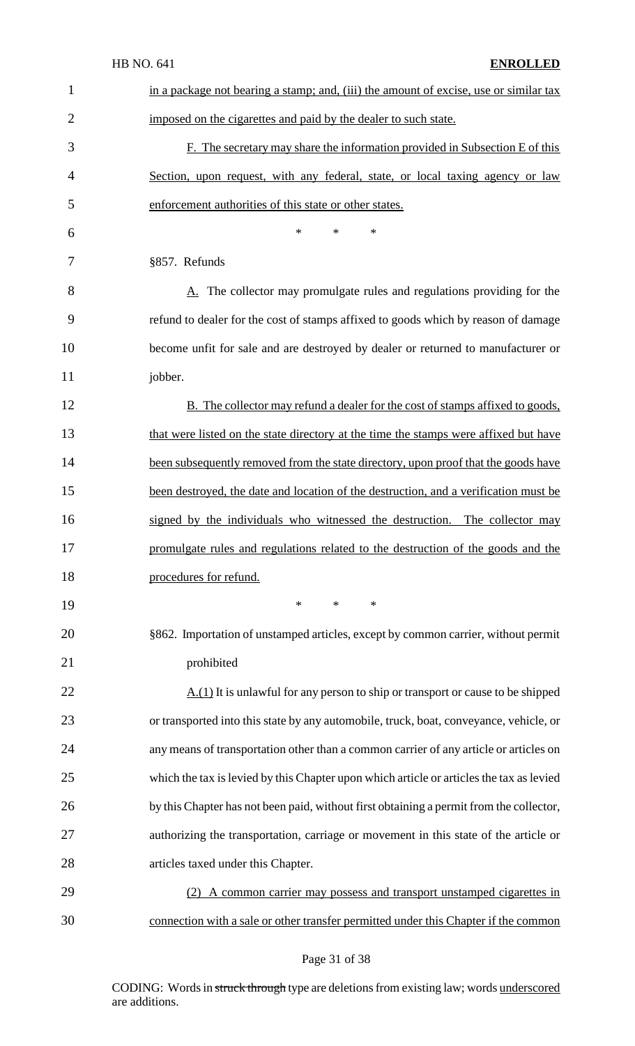in a package not bearing a stamp; and, (iii) the amount of excise, use or similar tax imposed on the cigarettes and paid by the dealer to such state.

F. The secretary may share the information provided in Subsection E of this Section, upon request, with any federal, state, or local taxing agency or law enforcement authorities of this state or other states.

\* \* \*

§857. Refunds

A. The collector may promulgate rules and regulations providing for the refund to dealer for the cost of stamps affixed to goods which by reason of damage become unfit for sale and are destroyed by dealer or returned to manufacturer or jobber.

B. The collector may refund a dealer for the cost of stamps affixed to goods, that were listed on the state directory at the time the stamps were affixed but have been subsequently removed from the state directory, upon proof that the goods have been destroyed, the date and location of the destruction, and a verification must be signed by the individuals who witnessed the destruction. The collector may promulgate rules and regulations related to the destruction of the goods and the procedures for refund.

\* \* \*

§862. Importation of unstamped articles, except by common carrier, without permit prohibited

A.(1) It is unlawful for any person to ship or transport or cause to be shipped or transported into this state by any automobile, truck, boat, conveyance, vehicle, or any means of transportation other than a common carrier of any article or articles on which the tax is levied by this Chapter upon which article or articles the tax as levied by this Chapter has not been paid, without first obtaining a permit from the collector, authorizing the transportation, carriage or movement in this state of the article or articles taxed under this Chapter.

(2) A common carrier may possess and transport unstamped cigarettes in connection with a sale or other transfer permitted under this Chapter if the common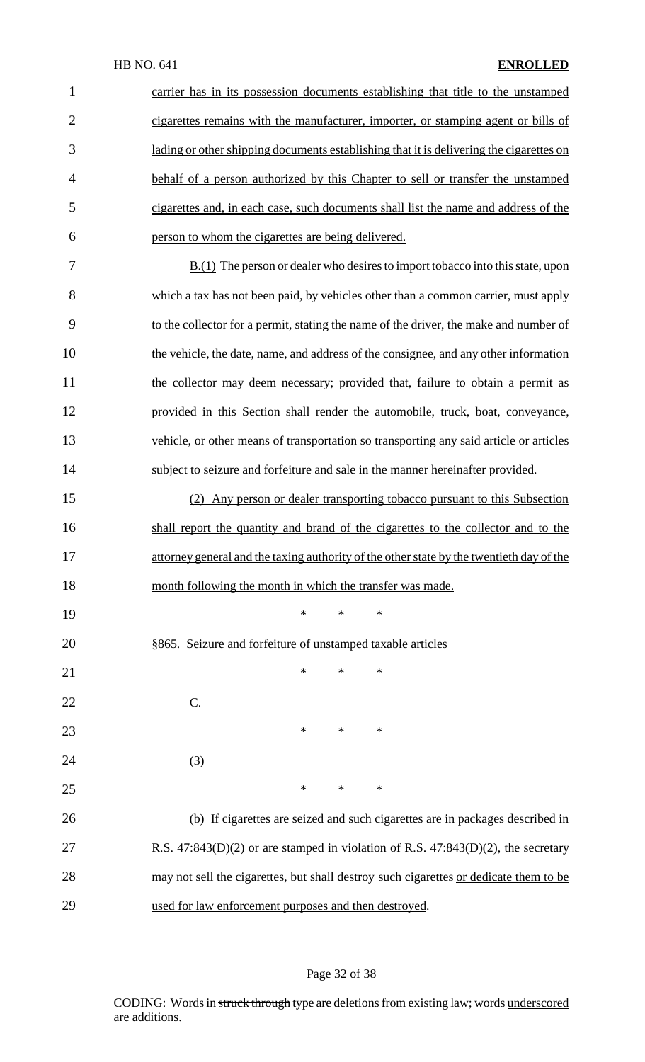carrier has in its possession documents establishing that title to the unstamped cigarettes remains with the manufacturer, importer, or stamping agent or bills of lading or other shipping documents establishing that it is delivering the cigarettes on behalf of a person authorized by this Chapter to sell or transfer the unstamped cigarettes and, in each case, such documents shall list the name and address of the person to whom the cigarettes are being delivered.

B.(1) The person or dealer who desires to import tobacco into this state, upon which a tax has not been paid, by vehicles other than a common carrier, must apply to the collector for a permit, stating the name of the driver, the make and number of the vehicle, the date, name, and address of the consignee, and any other information the collector may deem necessary; provided that, failure to obtain a permit as provided in this Section shall render the automobile, truck, boat, conveyance, vehicle, or other means of transportation so transporting any said article or articles subject to seizure and forfeiture and sale in the manner hereinafter provided.

(2) Any person or dealer transporting tobacco pursuant to this Subsection shall report the quantity and brand of the cigarettes to the collector and to the attorney general and the taxing authority of the other state by the twentieth day of the month following the month in which the transfer was made.

\* \* \*

§865. Seizure and forfeiture of unstamped taxable articles

\* \* \*

C.

\* \* \*

(3)

\* \* \*

(b) If cigarettes are seized and such cigarettes are in packages described in R.S. 47:843(D)(2) or are stamped in violation of R.S. 47:843(D)(2), the secretary may not sell the cigarettes, but shall destroy such cigarettes or dedicate them to be used for law enforcement purposes and then destroyed.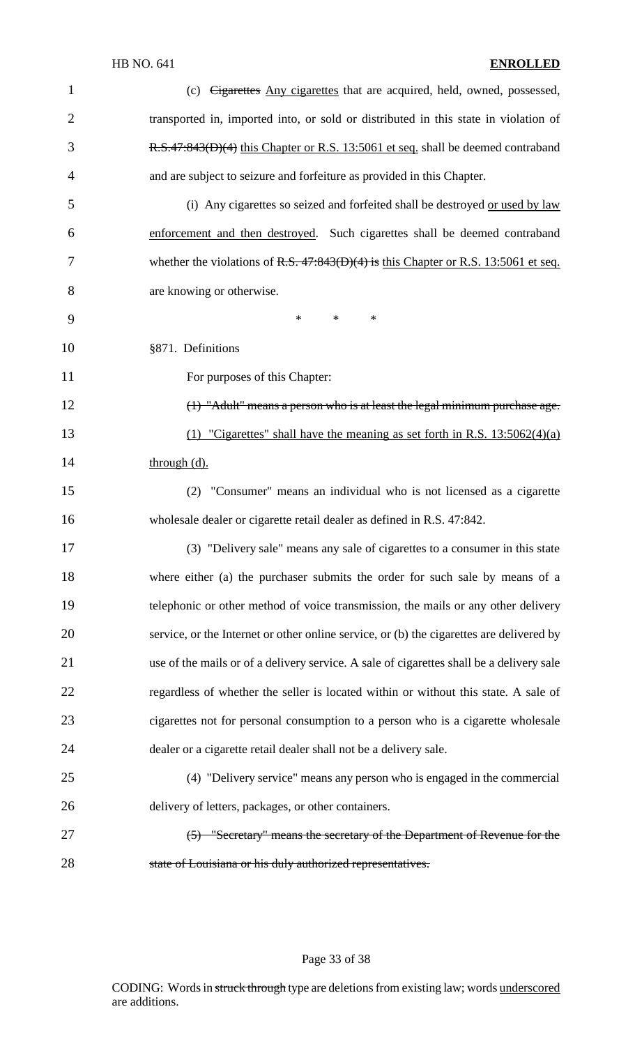(c) ~~Cigarettes~~ Any cigarettes that are acquired, held, owned, possessed, transported in, imported into, or sold or distributed in this state in violation of ~~R.S.47:843(D)(4)~~ this Chapter or R.S. 13:5061 et seq. shall be deemed contraband and are subject to seizure and forfeiture as provided in this Chapter.

(i) Any cigarettes so seized and forfeited shall be destroyed or used by law enforcement and then destroyed. Such cigarettes shall be deemed contraband whether the violations of ~~R.S. 47:843(D)(4) is~~ this Chapter or R.S. 13:5061 et seq. are knowing or otherwise.

\* \* \*

§871. Definitions

For purposes of this Chapter:

~~(1) "Adult" means a person who is at least the legal minimum purchase age.~~

(1) "Cigarettes" shall have the meaning as set forth in R.S. 13:5062(4)(a) through (d).

(2) "Consumer" means an individual who is not licensed as a cigarette wholesale dealer or cigarette retail dealer as defined in R.S. 47:842.

(3) "Delivery sale" means any sale of cigarettes to a consumer in this state where either (a) the purchaser submits the order for such sale by means of a telephonic or other method of voice transmission, the mails or any other delivery service, or the Internet or other online service, or (b) the cigarettes are delivered by use of the mails or of a delivery service. A sale of cigarettes shall be a delivery sale regardless of whether the seller is located within or without this state. A sale of cigarettes not for personal consumption to a person who is a cigarette wholesale dealer or a cigarette retail dealer shall not be a delivery sale.

(4) "Delivery service" means any person who is engaged in the commercial delivery of letters, packages, or other containers.

~~(5) "Secretary" means the secretary of the Department of Revenue for the state of Louisiana or his duly authorized representatives.~~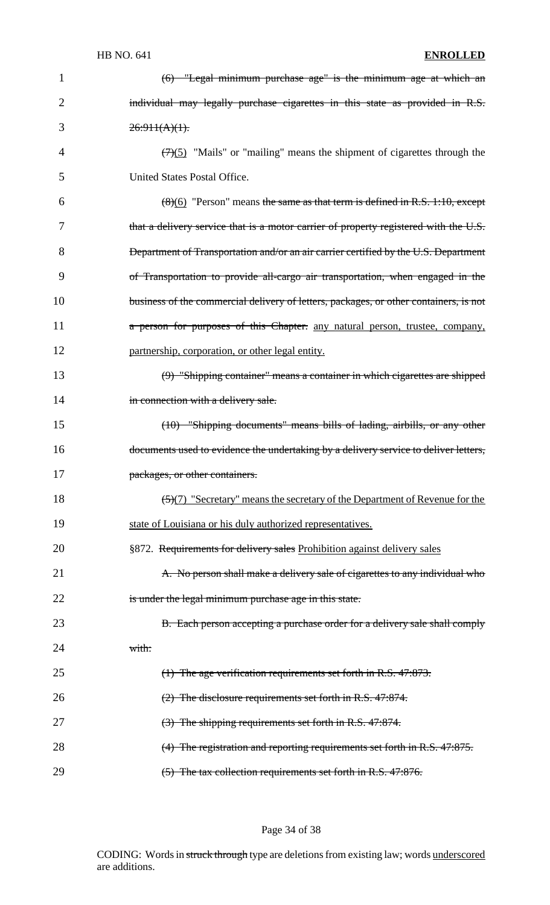(6) "Legal minimum purchase age" is the minimum age at which an individual may legally purchase cigarettes in this state as provided in R.S. 26:911(A)(1).

(7)(5) "Mails" or "mailing" means the shipment of cigarettes through the United States Postal Office.

(8)(6) "Person" means the same as that term is defined in R.S. 1:10, except that a delivery service that is a motor carrier of property registered with the U.S. Department of Transportation and/or an air carrier certified by the U.S. Department of Transportation to provide all-cargo air transportation, when engaged in the business of the commercial delivery of letters, packages, or other containers, is not a person for purposes of this Chapter. any natural person, trustee, company, partnership, corporation, or other legal entity.

(9) "Shipping container" means a container in which cigarettes are shipped in connection with a delivery sale.

(10) "Shipping documents" means bills of lading, airbills, or any other documents used to evidence the undertaking by a delivery service to deliver letters, packages, or other containers.

(5)(7) "Secretary" means the secretary of the Department of Revenue for the state of Louisiana or his duly authorized representatives.

§872. Requirements for delivery sales Prohibition against delivery sales

A. No person shall make a delivery sale of cigarettes to any individual who is under the legal minimum purchase age in this state.

B. Each person accepting a purchase order for a delivery sale shall comply with:

(1) The age verification requirements set forth in R.S. 47:873.

(2) The disclosure requirements set forth in R.S. 47:874.

(3) The shipping requirements set forth in R.S. 47:874.

(4) The registration and reporting requirements set forth in R.S. 47:875.

(5) The tax collection requirements set forth in R.S. 47:876.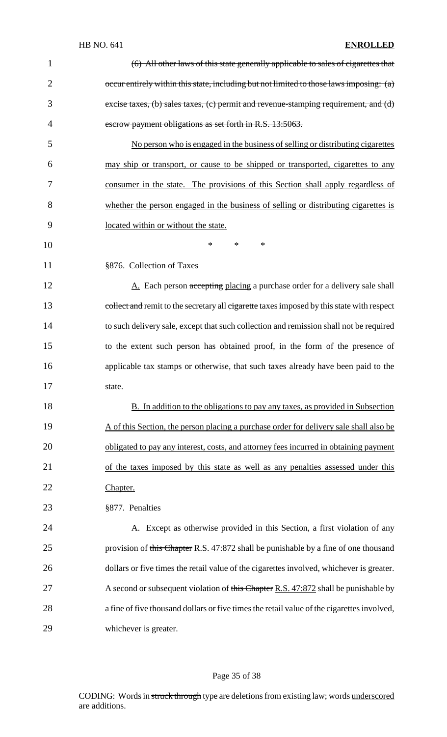~~(6) All other laws of this state generally applicable to sales of cigarettes that occur entirely within this state, including but not limited to those laws imposing: (a) excise taxes, (b) sales taxes, (c) permit and revenue-stamping requirement, and (d) escrow payment obligations as set forth in R.S. 13:5063.~~

<u>No person who is engaged in the business of selling or distributing cigarettes may ship or transport, or cause to be shipped or transported, cigarettes to any consumer in the state. The provisions of this Section shall apply regardless of whether the person engaged in the business of selling or distributing cigarettes is located within or without the state.</u>

\* \* \*

§876. Collection of Taxes

<u>A.</u> Each person ~~accepting~~ <u>placing</u> a purchase order for a delivery sale shall ~~collect and~~ remit to the secretary all ~~cigarette~~ taxes imposed by this state with respect to such delivery sale, except that such collection and remission shall not be required to the extent such person has obtained proof, in the form of the presence of applicable tax stamps or otherwise, that such taxes already have been paid to the state.

<u>B. In addition to the obligations to pay any taxes, as provided in Subsection A of this Section, the person placing a purchase order for delivery sale shall also be obligated to pay any interest, costs, and attorney fees incurred in obtaining payment of the taxes imposed by this state as well as any penalties assessed under this Chapter.</u>

§877. Penalties

A. Except as otherwise provided in this Section, a first violation of any provision of ~~this Chapter~~ <u>R.S. 47:872</u> shall be punishable by a fine of one thousand dollars or five times the retail value of the cigarettes involved, whichever is greater. A second or subsequent violation of ~~this Chapter~~ <u>R.S. 47:872</u> shall be punishable by a fine of five thousand dollars or five times the retail value of the cigarettes involved, whichever is greater.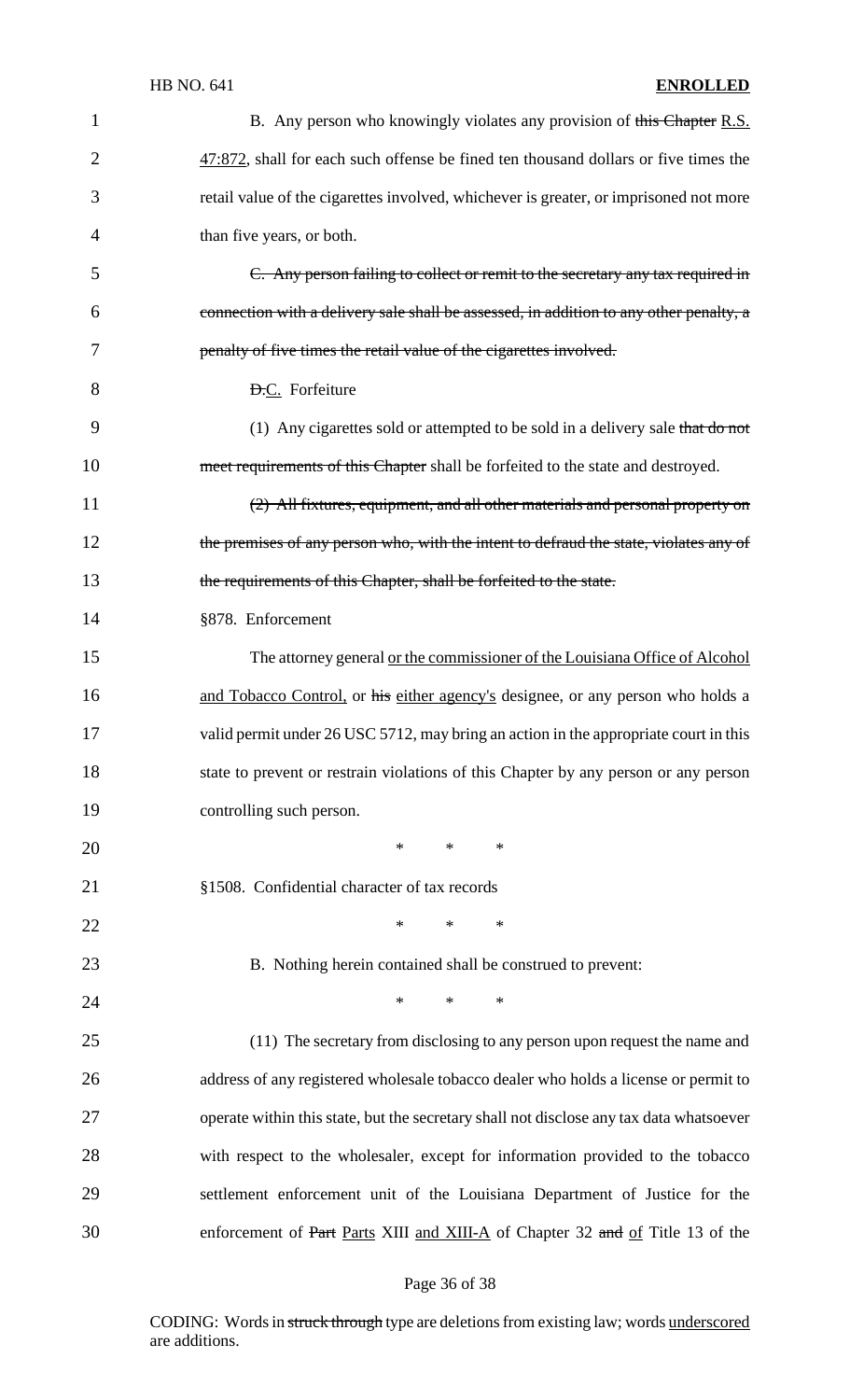B. Any person who knowingly violates any provision of ~~this Chapter~~ R.S. 47:872, shall for each such offense be fined ten thousand dollars or five times the retail value of the cigarettes involved, whichever is greater, or imprisoned not more than five years, or both.

~~C. Any person failing to collect or remit to the secretary any tax required in connection with a delivery sale shall be assessed, in addition to any other penalty, a penalty of five times the retail value of the cigarettes involved.~~

~~D.~~C. Forfeiture

(1) Any cigarettes sold or attempted to be sold in a delivery sale ~~that do not meet requirements of this Chapter~~ shall be forfeited to the state and destroyed.

~~(2) All fixtures, equipment, and all other materials and personal property on the premises of any person who, with the intent to defraud the state, violates any of the requirements of this Chapter, shall be forfeited to the state.~~

§878. Enforcement

The attorney general or the commissioner of the Louisiana Office of Alcohol and Tobacco Control, or ~~his~~ either agency's designee, or any person who holds a valid permit under 26 USC 5712, may bring an action in the appropriate court in this state to prevent or restrain violations of this Chapter by any person or any person controlling such person.

\* \* \*

§1508. Confidential character of tax records

\* \* \*

B. Nothing herein contained shall be construed to prevent:

\* \* \*

(11) The secretary from disclosing to any person upon request the name and address of any registered wholesale tobacco dealer who holds a license or permit to operate within this state, but the secretary shall not disclose any tax data whatsoever with respect to the wholesaler, except for information provided to the tobacco settlement enforcement unit of the Louisiana Department of Justice for the enforcement of ~~Part~~ Parts XIII and XIII-A of Chapter 32 ~~and~~ of Title 13 of the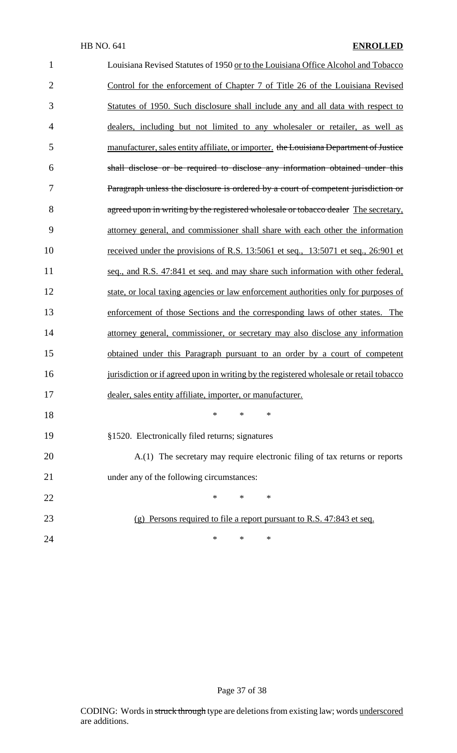Louisiana Revised Statutes of 1950 or to the Louisiana Office Alcohol and Tobacco Control for the enforcement of Chapter 7 of Title 26 of the Louisiana Revised Statutes of 1950. Such disclosure shall include any and all data with respect to dealers, including but not limited to any wholesaler or retailer, as well as manufacturer, sales entity affiliate, or importer. ~~the Louisiana Department of Justice shall disclose or be required to disclose any information obtained under this Paragraph unless the disclosure is ordered by a court of competent jurisdiction or agreed upon in writing by the registered wholesale or tobacco dealer~~ The secretary, attorney general, and commissioner shall share with each other the information received under the provisions of R.S. 13:5061 et seq., 13:5071 et seq., 26:901 et seq., and R.S. 47:841 et seq. and may share such information with other federal, state, or local taxing agencies or law enforcement authorities only for purposes of enforcement of those Sections and the corresponding laws of other states. The attorney general, commissioner, or secretary may also disclose any information obtained under this Paragraph pursuant to an order by a court of competent jurisdiction or if agreed upon in writing by the registered wholesale or retail tobacco dealer, sales entity affiliate, importer, or manufacturer.

\* \* \*

§1520. Electronically filed returns; signatures

A.(1) The secretary may require electronic filing of tax returns or reports under any of the following circumstances:

\* \* \*

(g) Persons required to file a report pursuant to R.S. 47:843 et seq.

\* \* \*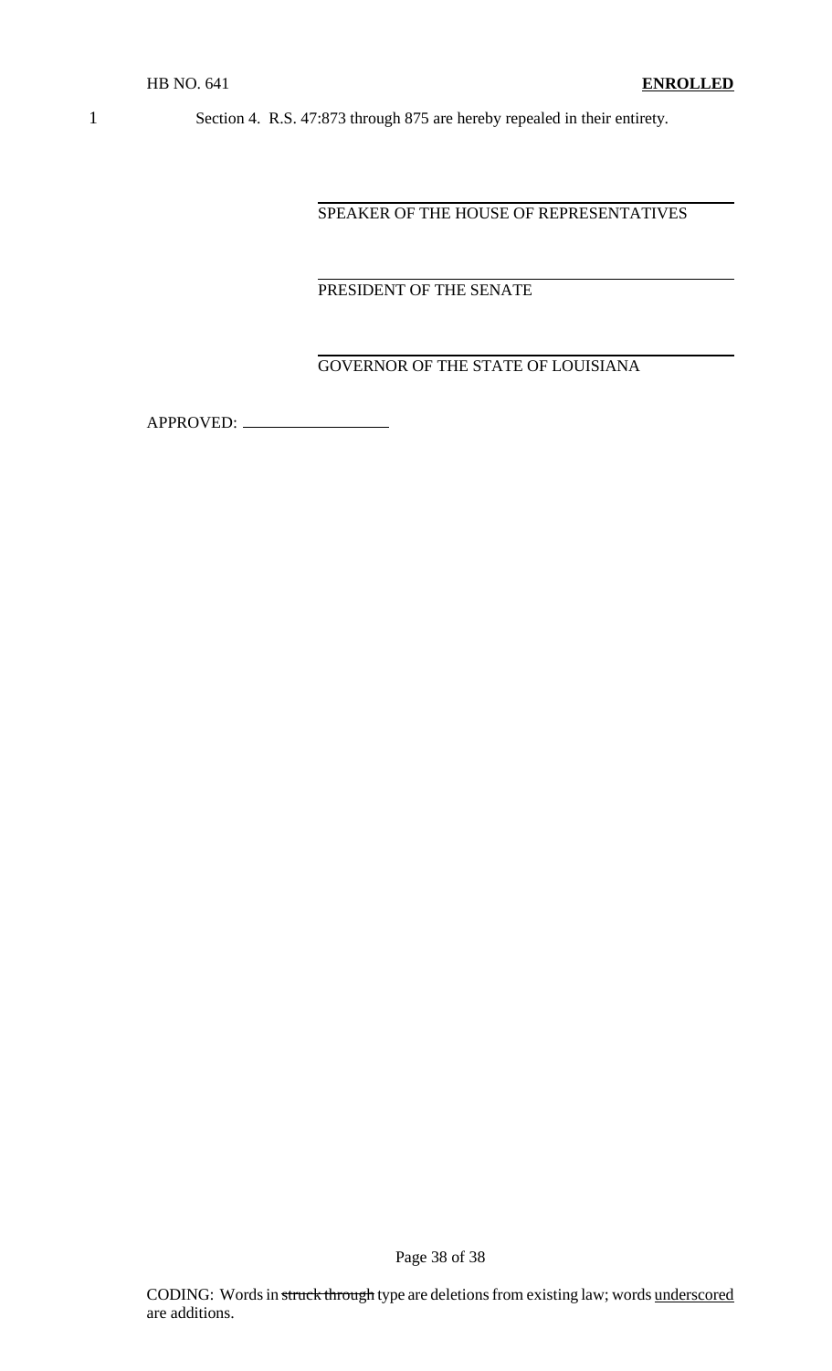Section 4. R.S. 47:873 through 875 are hereby repealed in their entirety.

SPEAKER OF THE HOUSE OF REPRESENTATIVES

PRESIDENT OF THE SENATE

GOVERNOR OF THE STATE OF LOUISIANA

APPROVED: \_\_\_\_\_\_\_\_\_\_\_\_\_\_\_\_\_\_

CODING: Words in ~~struck through~~ type are deletions from existing law; words <u>underscored</u> are additions.